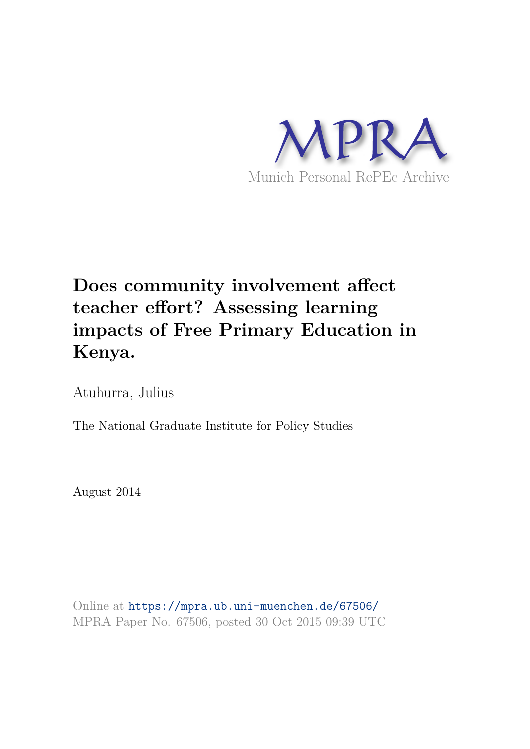MPRA

Munich Personal RePEc Archive

# Does community involvement affect teacher effort? Assessing learning impacts of Free Primary Education in Kenya.

Atuhurra, Julius

The National Graduate Institute for Policy Studies

August 2014

Online at https://mpra.ub.uni-muenchen.de/67506/
MPRA Paper No. 67506, posted 30 Oct 2015 09:39 UTC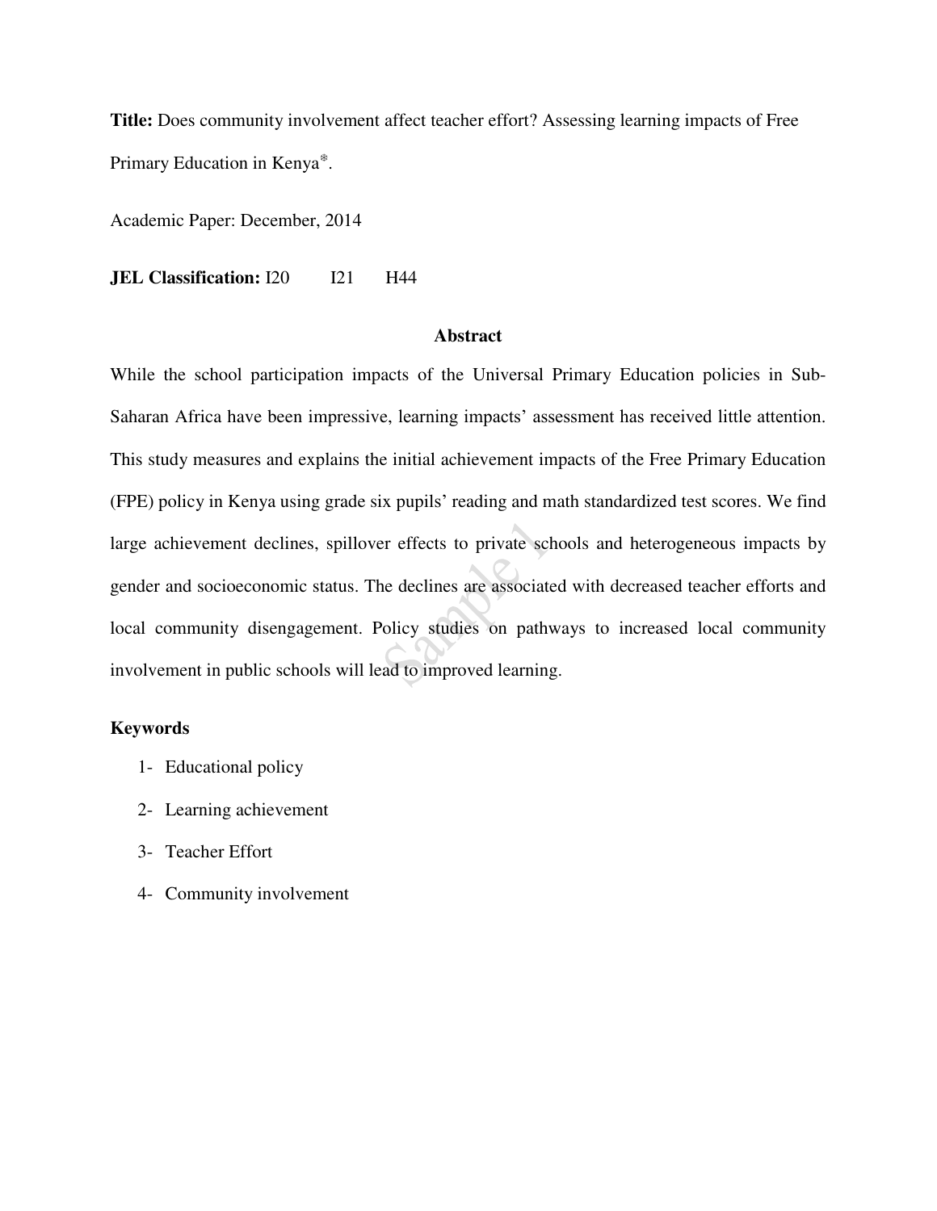**Title:** Does community involvement affect teacher effort? Assessing learning impacts of Free Primary Education in Kenya[⊕].

Academic Paper: December, 2014

**JEL Classification:** I20 I21 H44

## Abstract

While the school participation impacts of the Universal Primary Education policies in Sub-Saharan Africa have been impressive, learning impacts' assessment has received little attention. This study measures and explains the initial achievement impacts of the Free Primary Education (FPE) policy in Kenya using grade six pupils' reading and math standardized test scores. We find large achievement declines, spillover effects to private schools and heterogeneous impacts by gender and socioeconomic status. The declines are associated with decreased teacher efforts and local community disengagement. Policy studies on pathways to increased local community involvement in public schools will lead to improved learning.

**Keywords**

1- Educational policy
2- Learning achievement
3- Teacher Effort
4- Community involvement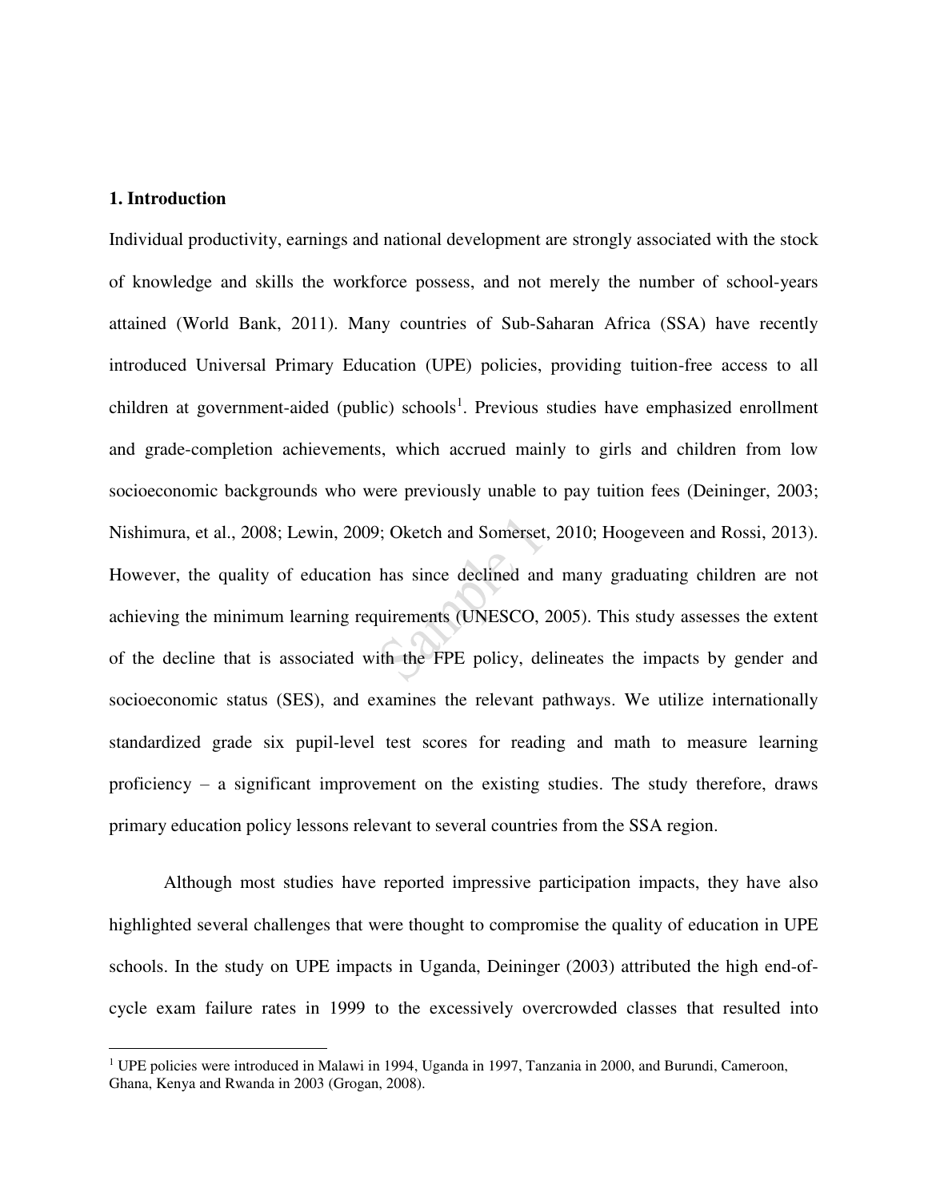## 1. Introduction

Individual productivity, earnings and national development are strongly associated with the stock of knowledge and skills the workforce possess, and not merely the number of school-years attained (World Bank, 2011). Many countries of Sub-Saharan Africa (SSA) have recently introduced Universal Primary Education (UPE) policies, providing tuition-free access to all children at government-aided (public) schools[1]. Previous studies have emphasized enrollment and grade-completion achievements, which accrued mainly to girls and children from low socioeconomic backgrounds who were previously unable to pay tuition fees (Deininger, 2003; Nishimura, et al., 2008; Lewin, 2009; Oketch and Somerset, 2010; Hoogeveen and Rossi, 2013). However, the quality of education has since declined and many graduating children are not achieving the minimum learning requirements (UNESCO, 2005). This study assesses the extent of the decline that is associated with the FPE policy, delineates the impacts by gender and socioeconomic status (SES), and examines the relevant pathways. We utilize internationally standardized grade six pupil-level test scores for reading and math to measure learning proficiency – a significant improvement on the existing studies. The study therefore, draws primary education policy lessons relevant to several countries from the SSA region.

Although most studies have reported impressive participation impacts, they have also highlighted several challenges that were thought to compromise the quality of education in UPE schools. In the study on UPE impacts in Uganda, Deininger (2003) attributed the high end-of-cycle exam failure rates in 1999 to the excessively overcrowded classes that resulted into

[1] UPE policies were introduced in Malawi in 1994, Uganda in 1997, Tanzania in 2000, and Burundi, Cameroon, Ghana, Kenya and Rwanda in 2003 (Grogan, 2008).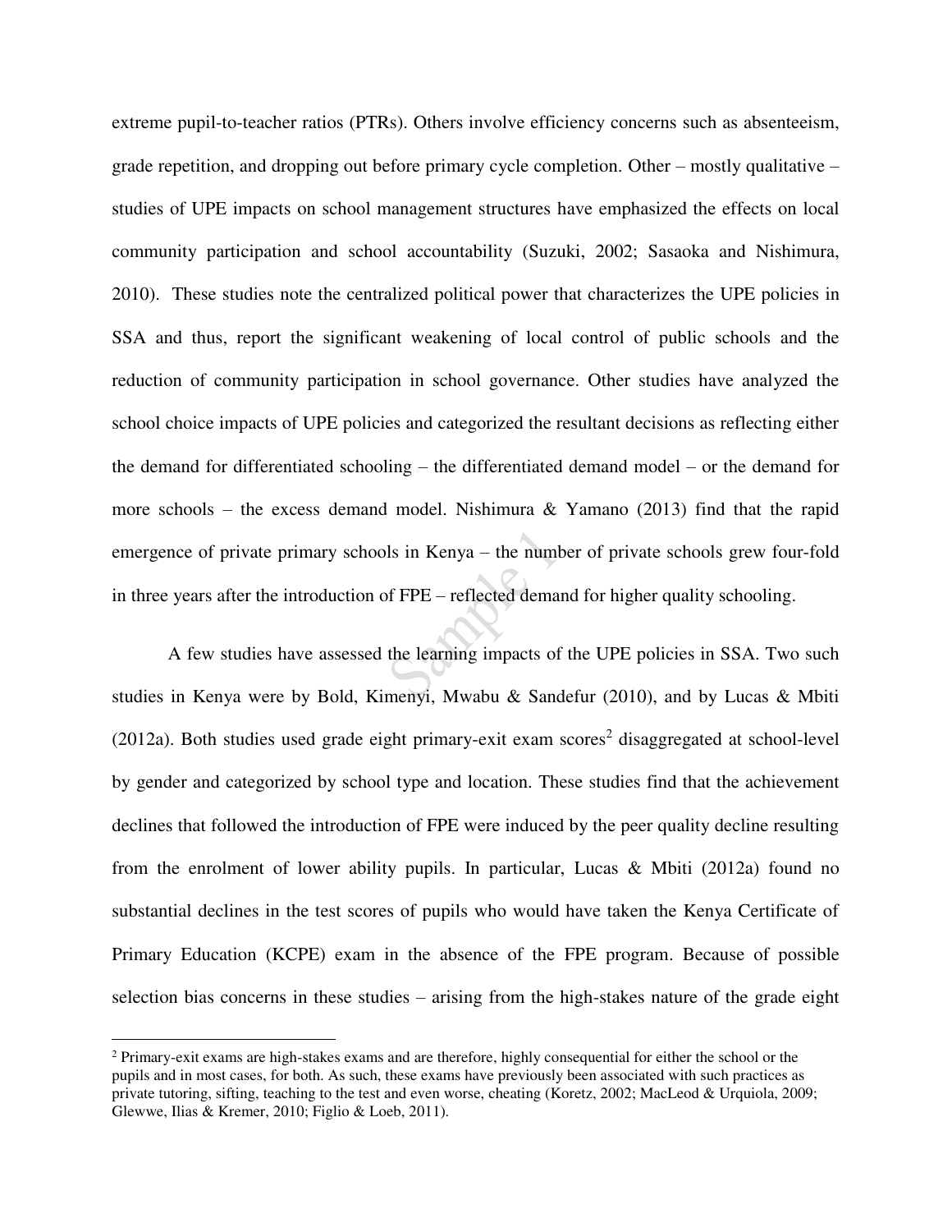extreme pupil-to-teacher ratios (PTRs). Others involve efficiency concerns such as absenteeism, grade repetition, and dropping out before primary cycle completion. Other – mostly qualitative – studies of UPE impacts on school management structures have emphasized the effects on local community participation and school accountability (Suzuki, 2002; Sasaoka and Nishimura, 2010). These studies note the centralized political power that characterizes the UPE policies in SSA and thus, report the significant weakening of local control of public schools and the reduction of community participation in school governance. Other studies have analyzed the school choice impacts of UPE policies and categorized the resultant decisions as reflecting either the demand for differentiated schooling – the differentiated demand model – or the demand for more schools – the excess demand model. Nishimura & Yamano (2013) find that the rapid emergence of private primary schools in Kenya – the number of private schools grew four-fold in three years after the introduction of FPE – reflected demand for higher quality schooling.

A few studies have assessed the learning impacts of the UPE policies in SSA. Two such studies in Kenya were by Bold, Kimenyi, Mwabu & Sandefur (2010), and by Lucas & Mbiti (2012a). Both studies used grade eight primary-exit exam scores[2] disaggregated at school-level by gender and categorized by school type and location. These studies find that the achievement declines that followed the introduction of FPE were induced by the peer quality decline resulting from the enrolment of lower ability pupils. In particular, Lucas & Mbiti (2012a) found no substantial declines in the test scores of pupils who would have taken the Kenya Certificate of Primary Education (KCPE) exam in the absence of the FPE program. Because of possible selection bias concerns in these studies – arising from the high-stakes nature of the grade eight

[2] Primary-exit exams are high-stakes exams and are therefore, highly consequential for either the school or the pupils and in most cases, for both. As such, these exams have previously been associated with such practices as private tutoring, sifting, teaching to the test and even worse, cheating (Koretz, 2002; MacLeod & Urquiola, 2009; Glewwe, Ilias & Kremer, 2010; Figlio & Loeb, 2011).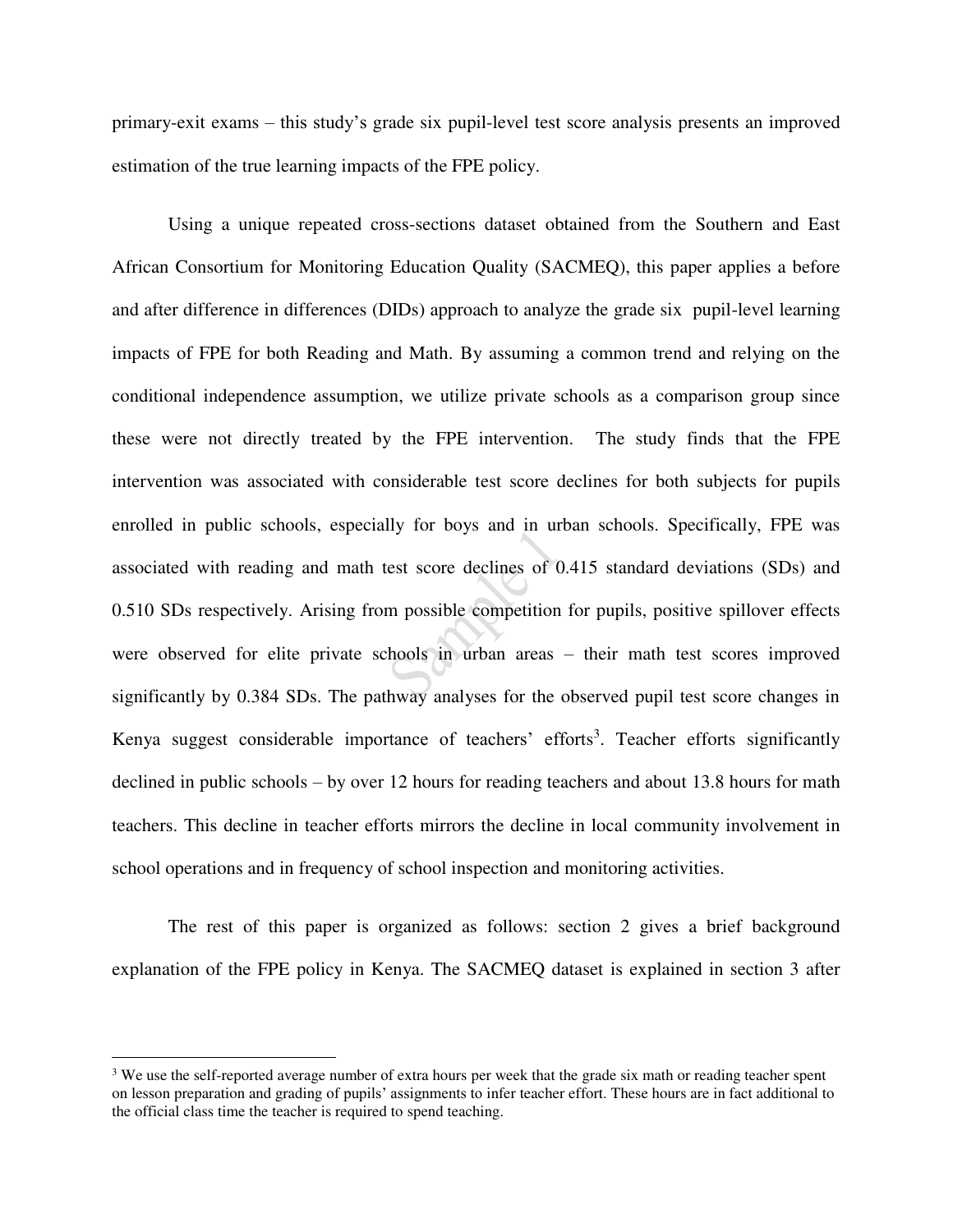primary-exit exams – this study's grade six pupil-level test score analysis presents an improved estimation of the true learning impacts of the FPE policy.

Using a unique repeated cross-sections dataset obtained from the Southern and East African Consortium for Monitoring Education Quality (SACMEQ), this paper applies a before and after difference in differences (DIDs) approach to analyze the grade six pupil-level learning impacts of FPE for both Reading and Math. By assuming a common trend and relying on the conditional independence assumption, we utilize private schools as a comparison group since these were not directly treated by the FPE intervention. The study finds that the FPE intervention was associated with considerable test score declines for both subjects for pupils enrolled in public schools, especially for boys and in urban schools. Specifically, FPE was associated with reading and math test score declines of 0.415 standard deviations (SDs) and 0.510 SDs respectively. Arising from possible competition for pupils, positive spillover effects were observed for elite private schools in urban areas – their math test scores improved significantly by 0.384 SDs. The pathway analyses for the observed pupil test score changes in Kenya suggest considerable importance of teachers' efforts[3]. Teacher efforts significantly declined in public schools – by over 12 hours for reading teachers and about 13.8 hours for math teachers. This decline in teacher efforts mirrors the decline in local community involvement in school operations and in frequency of school inspection and monitoring activities.

The rest of this paper is organized as follows: section 2 gives a brief background explanation of the FPE policy in Kenya. The SACMEQ dataset is explained in section 3 after

---

[3] We use the self-reported average number of extra hours per week that the grade six math or reading teacher spent on lesson preparation and grading of pupils' assignments to infer teacher effort. These hours are in fact additional to the official class time the teacher is required to spend teaching.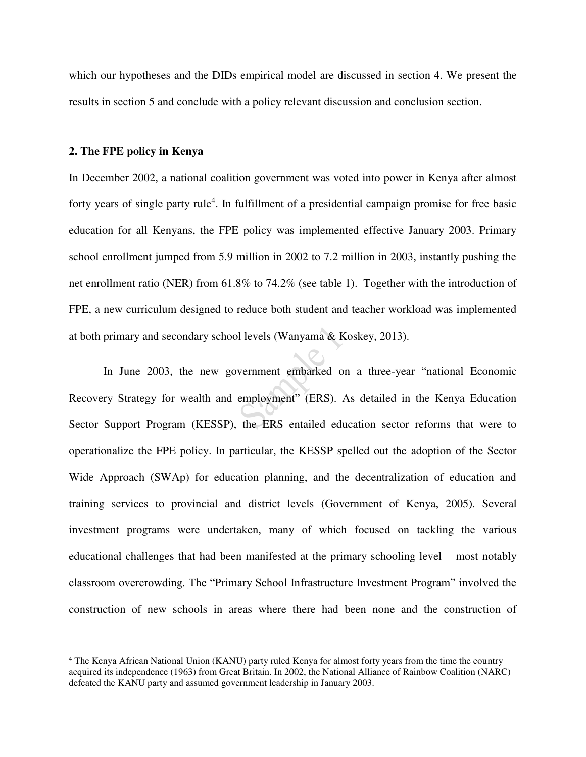which our hypotheses and the DIDs empirical model are discussed in section 4. We present the results in section 5 and conclude with a policy relevant discussion and conclusion section.

## 2. The FPE policy in Kenya

In December 2002, a national coalition government was voted into power in Kenya after almost forty years of single party rule[4]. In fulfillment of a presidential campaign promise for free basic education for all Kenyans, the FPE policy was implemented effective January 2003. Primary school enrollment jumped from 5.9 million in 2002 to 7.2 million in 2003, instantly pushing the net enrollment ratio (NER) from 61.8% to 74.2% (see table 1). Together with the introduction of FPE, a new curriculum designed to reduce both student and teacher workload was implemented at both primary and secondary school levels (Wanyama & Koskey, 2013).

In June 2003, the new government embarked on a three-year "national Economic Recovery Strategy for wealth and employment" (ERS). As detailed in the Kenya Education Sector Support Program (KESSP), the ERS entailed education sector reforms that were to operationalize the FPE policy. In particular, the KESSP spelled out the adoption of the Sector Wide Approach (SWAp) for education planning, and the decentralization of education and training services to provincial and district levels (Government of Kenya, 2005). Several investment programs were undertaken, many of which focused on tackling the various educational challenges that had been manifested at the primary schooling level – most notably classroom overcrowding. The "Primary School Infrastructure Investment Program" involved the construction of new schools in areas where there had been none and the construction of

[4] The Kenya African National Union (KANU) party ruled Kenya for almost forty years from the time the country acquired its independence (1963) from Great Britain. In 2002, the National Alliance of Rainbow Coalition (NARC) defeated the KANU party and assumed government leadership in January 2003.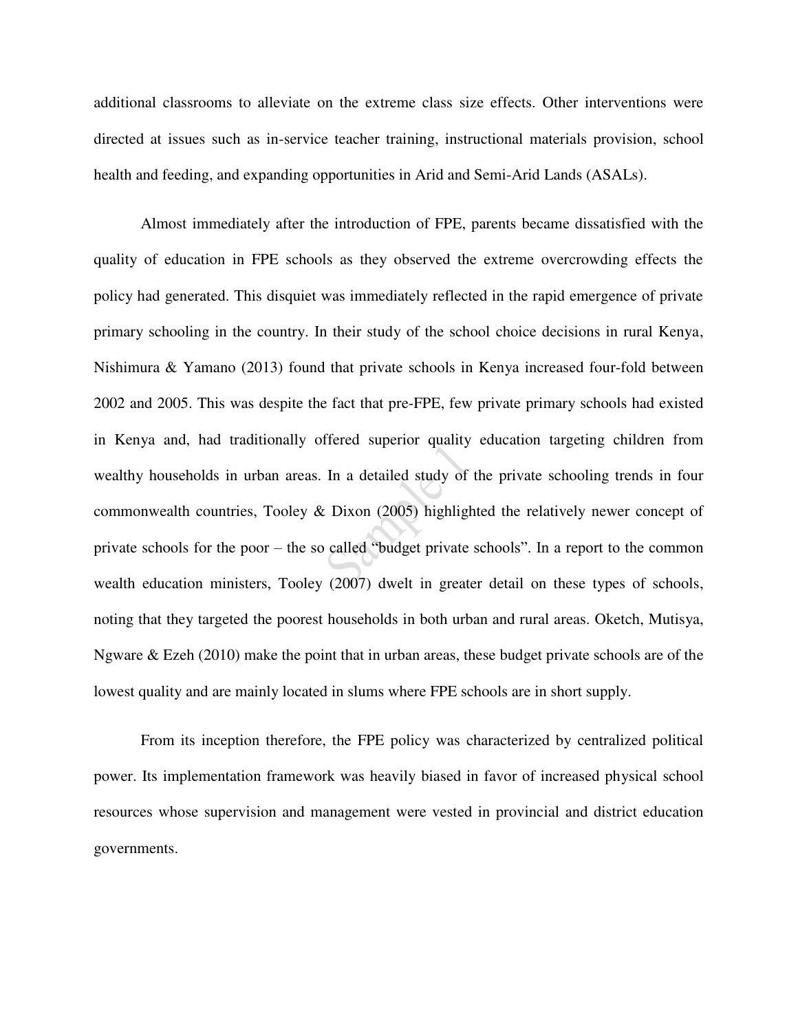additional classrooms to alleviate on the extreme class size effects. Other interventions were directed at issues such as in-service teacher training, instructional materials provision, school health and feeding, and expanding opportunities in Arid and Semi-Arid Lands (ASALs).

Almost immediately after the introduction of FPE, parents became dissatisfied with the quality of education in FPE schools as they observed the extreme overcrowding effects the policy had generated. This disquiet was immediately reflected in the rapid emergence of private primary schooling in the country. In their study of the school choice decisions in rural Kenya, Nishimura & Yamano (2013) found that private schools in Kenya increased four-fold between 2002 and 2005. This was despite the fact that pre-FPE, few private primary schools had existed in Kenya and, had traditionally offered superior quality education targeting children from wealthy households in urban areas. In a detailed study of the private schooling trends in four commonwealth countries, Tooley & Dixon (2005) highlighted the relatively newer concept of private schools for the poor – the so called "budget private schools". In a report to the common wealth education ministers, Tooley (2007) dwelt in greater detail on these types of schools, noting that they targeted the poorest households in both urban and rural areas. Oketch, Mutisya, Ngware & Ezeh (2010) make the point that in urban areas, these budget private schools are of the lowest quality and are mainly located in slums where FPE schools are in short supply.

From its inception therefore, the FPE policy was characterized by centralized political power. Its implementation framework was heavily biased in favor of increased physical school resources whose supervision and management were vested in provincial and district education governments.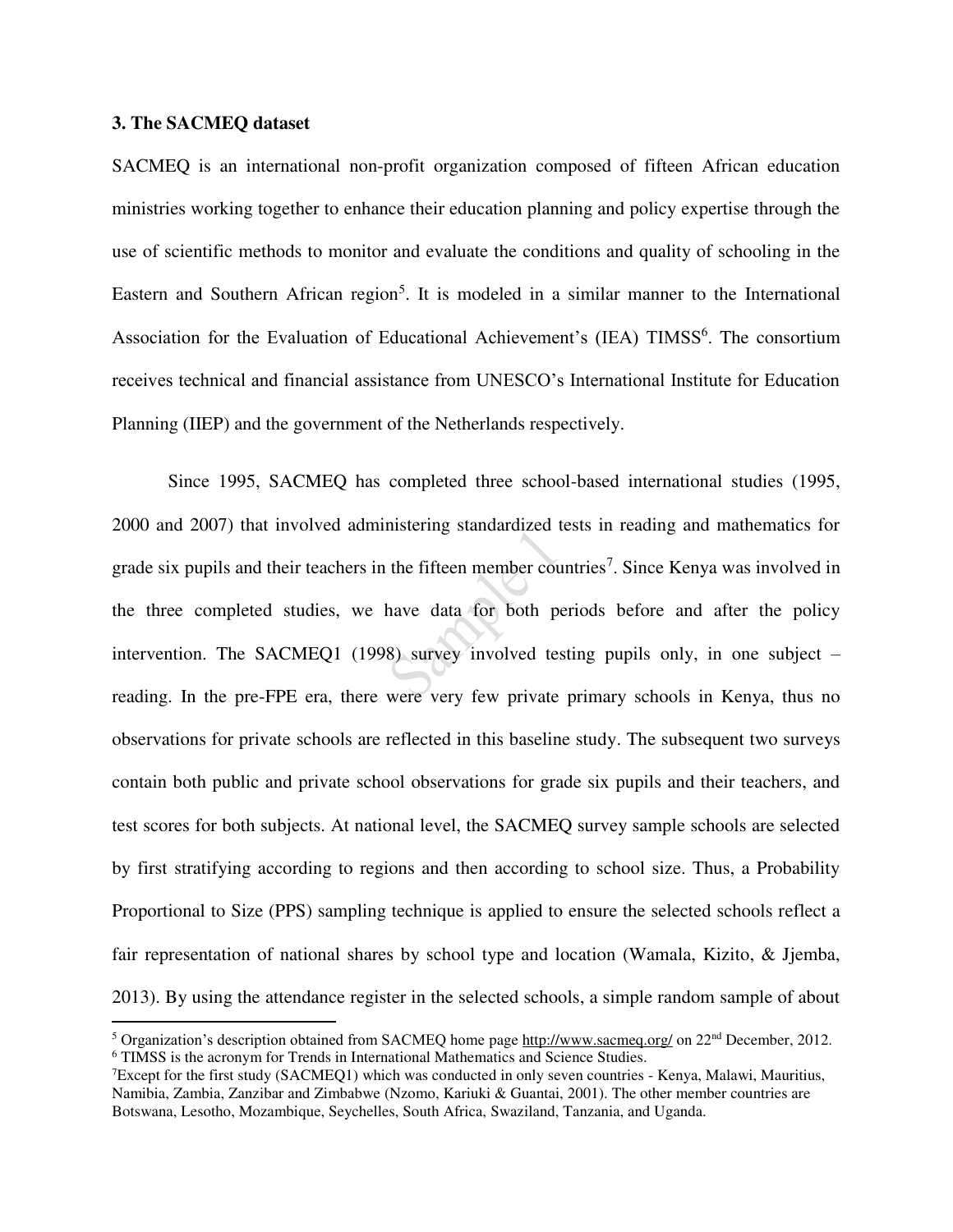### 3. The SACMEQ dataset

SACMEQ is an international non-profit organization composed of fifteen African education ministries working together to enhance their education planning and policy expertise through the use of scientific methods to monitor and evaluate the conditions and quality of schooling in the Eastern and Southern African region[5]. It is modeled in a similar manner to the International Association for the Evaluation of Educational Achievement's (IEA) TIMSS[6]. The consortium receives technical and financial assistance from UNESCO's International Institute for Education Planning (IIEP) and the government of the Netherlands respectively.

Since 1995, SACMEQ has completed three school-based international studies (1995, 2000 and 2007) that involved administering standardized tests in reading and mathematics for grade six pupils and their teachers in the fifteen member countries[7]. Since Kenya was involved in the three completed studies, we have data for both periods before and after the policy intervention. The SACMEQ1 (1998) survey involved testing pupils only, in one subject – reading. In the pre-FPE era, there were very few private primary schools in Kenya, thus no observations for private schools are reflected in this baseline study. The subsequent two surveys contain both public and private school observations for grade six pupils and their teachers, and test scores for both subjects. At national level, the SACMEQ survey sample schools are selected by first stratifying according to regions and then according to school size. Thus, a Probability Proportional to Size (PPS) sampling technique is applied to ensure the selected schools reflect a fair representation of national shares by school type and location (Wamala, Kizito, & Jjemba, 2013). By using the attendance register in the selected schools, a simple random sample of about

---

[5] Organization's description obtained from SACMEQ home page http://www.sacmeq.org/ on 22nd December, 2012.

[6] TIMSS is the acronym for Trends in International Mathematics and Science Studies.

[7] Except for the first study (SACMEQ1) which was conducted in only seven countries - Kenya, Malawi, Mauritius, Namibia, Zambia, Zanzibar and Zimbabwe (Nzomo, Kariuki & Guantai, 2001). The other member countries are Botswana, Lesotho, Mozambique, Seychelles, South Africa, Swaziland, Tanzania, and Uganda.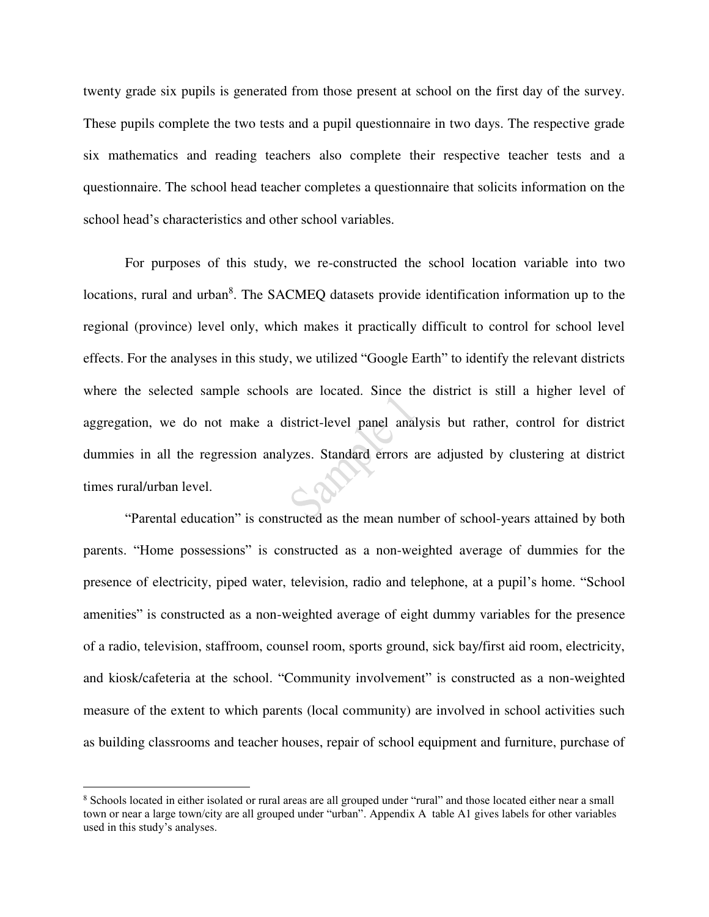twenty grade six pupils is generated from those present at school on the first day of the survey. These pupils complete the two tests and a pupil questionnaire in two days. The respective grade six mathematics and reading teachers also complete their respective teacher tests and a questionnaire. The school head teacher completes a questionnaire that solicits information on the school head's characteristics and other school variables.

For purposes of this study, we re-constructed the school location variable into two locations, rural and urban[8]. The SACMEQ datasets provide identification information up to the regional (province) level only, which makes it practically difficult to control for school level effects. For the analyses in this study, we utilized "Google Earth" to identify the relevant districts where the selected sample schools are located. Since the district is still a higher level of aggregation, we do not make a district-level panel analysis but rather, control for district dummies in all the regression analyzes. Standard errors are adjusted by clustering at district times rural/urban level.

"Parental education" is constructed as the mean number of school-years attained by both parents. "Home possessions" is constructed as a non-weighted average of dummies for the presence of electricity, piped water, television, radio and telephone, at a pupil's home. "School amenities" is constructed as a non-weighted average of eight dummy variables for the presence of a radio, television, staffroom, counsel room, sports ground, sick bay/first aid room, electricity, and kiosk/cafeteria at the school. "Community involvement" is constructed as a non-weighted measure of the extent to which parents (local community) are involved in school activities such as building classrooms and teacher houses, repair of school equipment and furniture, purchase of

---

[8] Schools located in either isolated or rural areas are all grouped under "rural" and those located either near a small town or near a large town/city are all grouped under "urban". Appendix A table A1 gives labels for other variables used in this study's analyses.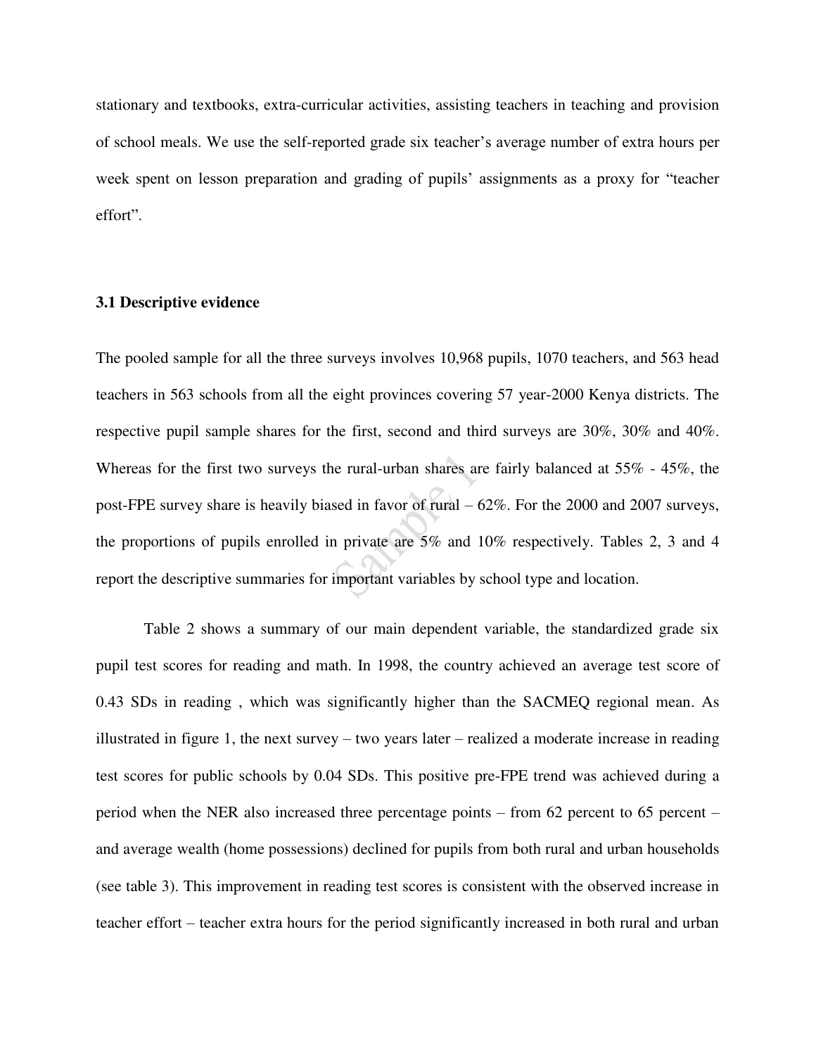stationary and textbooks, extra-curricular activities, assisting teachers in teaching and provision of school meals. We use the self-reported grade six teacher's average number of extra hours per week spent on lesson preparation and grading of pupils' assignments as a proxy for "teacher effort".

### 3.1 Descriptive evidence

The pooled sample for all the three surveys involves 10,968 pupils, 1070 teachers, and 563 head teachers in 563 schools from all the eight provinces covering 57 year-2000 Kenya districts. The respective pupil sample shares for the first, second and third surveys are 30%, 30% and 40%. Whereas for the first two surveys the rural-urban shares are fairly balanced at 55% - 45%, the post-FPE survey share is heavily biased in favor of rural – 62%. For the 2000 and 2007 surveys, the proportions of pupils enrolled in private are 5% and 10% respectively. Tables 2, 3 and 4 report the descriptive summaries for important variables by school type and location.

Table 2 shows a summary of our main dependent variable, the standardized grade six pupil test scores for reading and math. In 1998, the country achieved an average test score of 0.43 SDs in reading , which was significantly higher than the SACMEQ regional mean. As illustrated in figure 1, the next survey – two years later – realized a moderate increase in reading test scores for public schools by 0.04 SDs. This positive pre-FPE trend was achieved during a period when the NER also increased three percentage points – from 62 percent to 65 percent – and average wealth (home possessions) declined for pupils from both rural and urban households (see table 3). This improvement in reading test scores is consistent with the observed increase in teacher effort – teacher extra hours for the period significantly increased in both rural and urban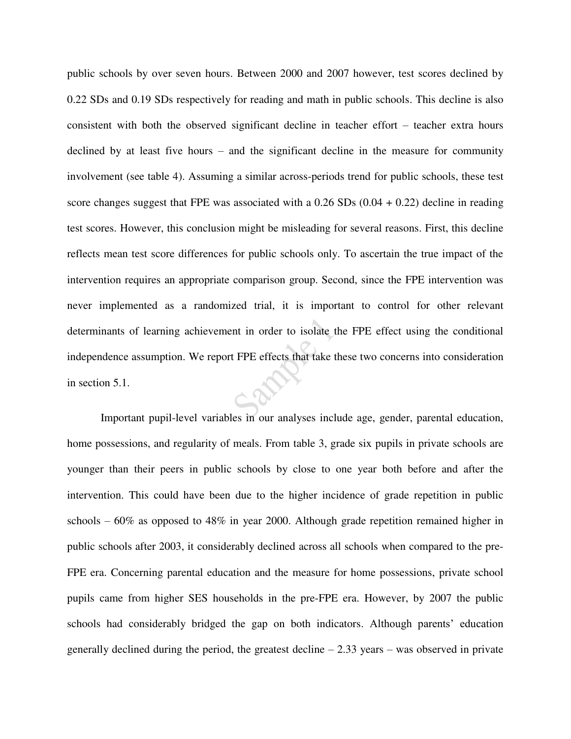public schools by over seven hours. Between 2000 and 2007 however, test scores declined by 0.22 SDs and 0.19 SDs respectively for reading and math in public schools. This decline is also consistent with both the observed significant decline in teacher effort – teacher extra hours declined by at least five hours – and the significant decline in the measure for community involvement (see table 4). Assuming a similar across-periods trend for public schools, these test score changes suggest that FPE was associated with a 0.26 SDs (0.04 + 0.22) decline in reading test scores. However, this conclusion might be misleading for several reasons. First, this decline reflects mean test score differences for public schools only. To ascertain the true impact of the intervention requires an appropriate comparison group. Second, since the FPE intervention was never implemented as a randomized trial, it is important to control for other relevant determinants of learning achievement in order to isolate the FPE effect using the conditional independence assumption. We report FPE effects that take these two concerns into consideration in section 5.1.

Important pupil-level variables in our analyses include age, gender, parental education, home possessions, and regularity of meals. From table 3, grade six pupils in private schools are younger than their peers in public schools by close to one year both before and after the intervention. This could have been due to the higher incidence of grade repetition in public schools – 60% as opposed to 48% in year 2000. Although grade repetition remained higher in public schools after 2003, it considerably declined across all schools when compared to the pre-FPE era. Concerning parental education and the measure for home possessions, private school pupils came from higher SES households in the pre-FPE era. However, by 2007 the public schools had considerably bridged the gap on both indicators. Although parents' education generally declined during the period, the greatest decline – 2.33 years – was observed in private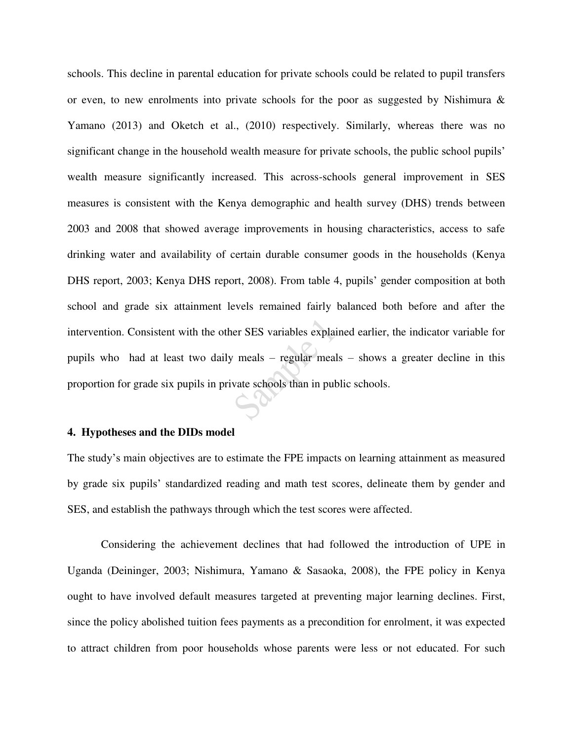schools. This decline in parental education for private schools could be related to pupil transfers or even, to new enrolments into private schools for the poor as suggested by Nishimura & Yamano (2013) and Oketch et al., (2010) respectively. Similarly, whereas there was no significant change in the household wealth measure for private schools, the public school pupils' wealth measure significantly increased. This across-schools general improvement in SES measures is consistent with the Kenya demographic and health survey (DHS) trends between 2003 and 2008 that showed average improvements in housing characteristics, access to safe drinking water and availability of certain durable consumer goods in the households (Kenya DHS report, 2003; Kenya DHS report, 2008). From table 4, pupils' gender composition at both school and grade six attainment levels remained fairly balanced both before and after the intervention. Consistent with the other SES variables explained earlier, the indicator variable for pupils who had at least two daily meals – regular meals – shows a greater decline in this proportion for grade six pupils in private schools than in public schools.

#### 4. Hypotheses and the DIDs model

The study's main objectives are to estimate the FPE impacts on learning attainment as measured by grade six pupils' standardized reading and math test scores, delineate them by gender and SES, and establish the pathways through which the test scores were affected.

Considering the achievement declines that had followed the introduction of UPE in Uganda (Deininger, 2003; Nishimura, Yamano & Sasaoka, 2008), the FPE policy in Kenya ought to have involved default measures targeted at preventing major learning declines. First, since the policy abolished tuition fees payments as a precondition for enrolment, it was expected to attract children from poor households whose parents were less or not educated. For such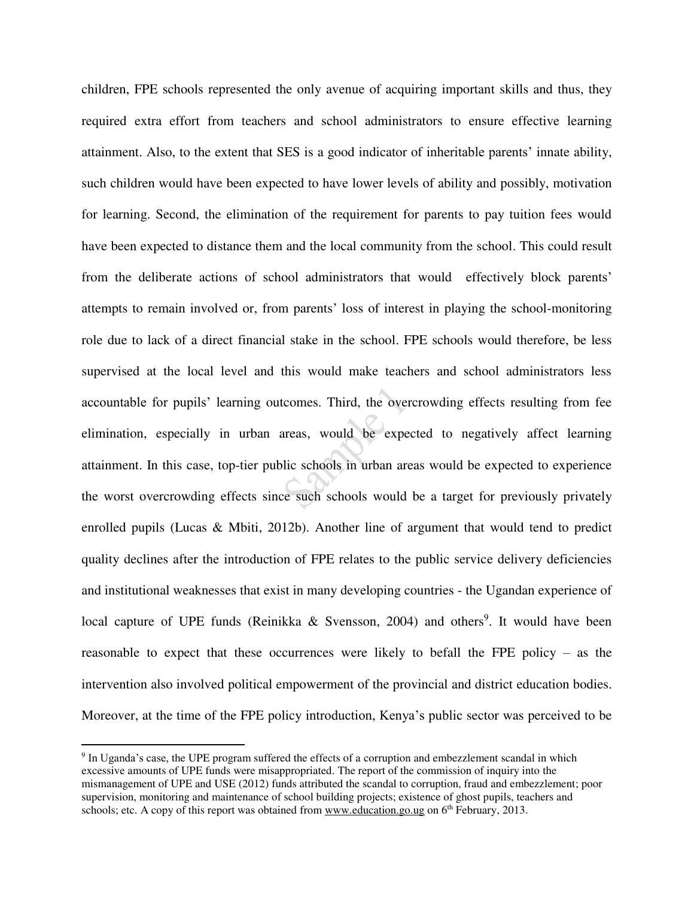children, FPE schools represented the only avenue of acquiring important skills and thus, they required extra effort from teachers and school administrators to ensure effective learning attainment. Also, to the extent that SES is a good indicator of inheritable parents' innate ability, such children would have been expected to have lower levels of ability and possibly, motivation for learning. Second, the elimination of the requirement for parents to pay tuition fees would have been expected to distance them and the local community from the school. This could result from the deliberate actions of school administrators that would effectively block parents' attempts to remain involved or, from parents' loss of interest in playing the school-monitoring role due to lack of a direct financial stake in the school. FPE schools would therefore, be less supervised at the local level and this would make teachers and school administrators less accountable for pupils' learning outcomes. Third, the overcrowding effects resulting from fee elimination, especially in urban areas, would be expected to negatively affect learning attainment. In this case, top-tier public schools in urban areas would be expected to experience the worst overcrowding effects since such schools would be a target for previously privately enrolled pupils (Lucas & Mbiti, 2012b). Another line of argument that would tend to predict quality declines after the introduction of FPE relates to the public service delivery deficiencies and institutional weaknesses that exist in many developing countries - the Ugandan experience of local capture of UPE funds (Reinikka & Svensson, 2004) and others[9]. It would have been reasonable to expect that these occurrences were likely to befall the FPE policy – as the intervention also involved political empowerment of the provincial and district education bodies. Moreover, at the time of the FPE policy introduction, Kenya's public sector was perceived to be

---

[9] In Uganda's case, the UPE program suffered the effects of a corruption and embezzlement scandal in which excessive amounts of UPE funds were misappropriated. The report of the commission of inquiry into the mismanagement of UPE and USE (2012) funds attributed the scandal to corruption, fraud and embezzlement; poor supervision, monitoring and maintenance of school building projects; existence of ghost pupils, teachers and schools; etc. A copy of this report was obtained from www.education.go.ug on 6th February, 2013.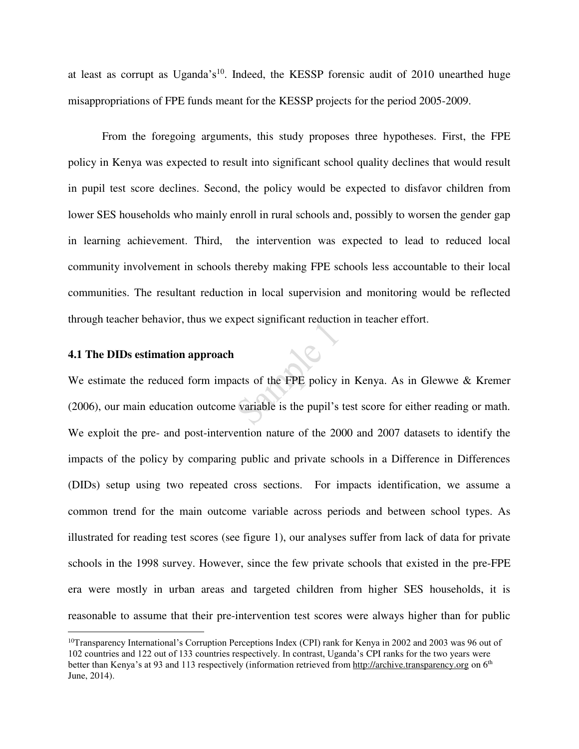at least as corrupt as Uganda's[10]. Indeed, the KESSP forensic audit of 2010 unearthed huge misappropriations of FPE funds meant for the KESSP projects for the period 2005-2009.

From the foregoing arguments, this study proposes three hypotheses. First, the FPE policy in Kenya was expected to result into significant school quality declines that would result in pupil test score declines. Second, the policy would be expected to disfavor children from lower SES households who mainly enroll in rural schools and, possibly to worsen the gender gap in learning achievement. Third, the intervention was expected to lead to reduced local community involvement in schools thereby making FPE schools less accountable to their local communities. The resultant reduction in local supervision and monitoring would be reflected through teacher behavior, thus we expect significant reduction in teacher effort.

### 4.1 The DIDs estimation approach

We estimate the reduced form impacts of the FPE policy in Kenya. As in Glewwe & Kremer (2006), our main education outcome variable is the pupil's test score for either reading or math. We exploit the pre- and post-intervention nature of the 2000 and 2007 datasets to identify the impacts of the policy by comparing public and private schools in a Difference in Differences (DIDs) setup using two repeated cross sections. For impacts identification, we assume a common trend for the main outcome variable across periods and between school types. As illustrated for reading test scores (see figure 1), our analyses suffer from lack of data for private schools in the 1998 survey. However, since the few private schools that existed in the pre-FPE era were mostly in urban areas and targeted children from higher SES households, it is reasonable to assume that their pre-intervention test scores were always higher than for public

---

[10] Transparency International's Corruption Perceptions Index (CPI) rank for Kenya in 2002 and 2003 was 96 out of 102 countries and 122 out of 133 countries respectively. In contrast, Uganda's CPI ranks for the two years were better than Kenya's at 93 and 113 respectively (information retrieved from http://archive.transparency.org on 6th June, 2014).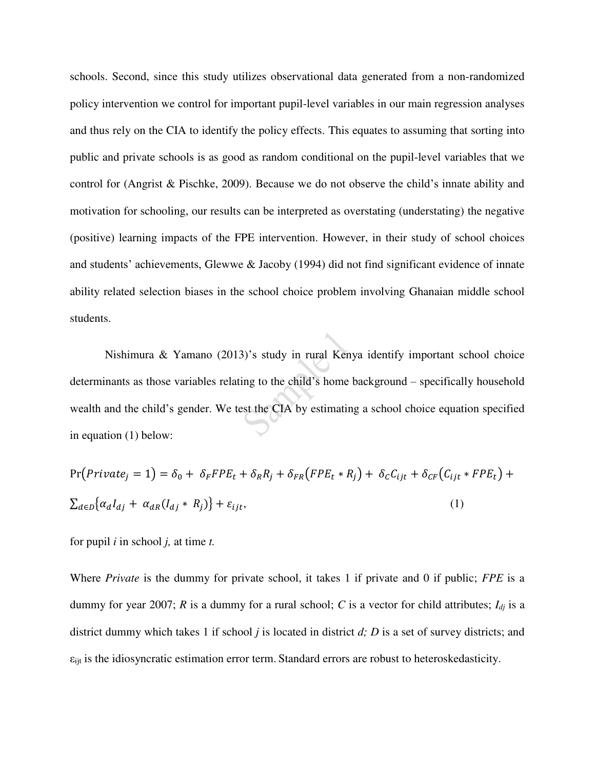schools. Second, since this study utilizes observational data generated from a non-randomized policy intervention we control for important pupil-level variables in our main regression analyses and thus rely on the CIA to identify the policy effects. This equates to assuming that sorting into public and private schools is as good as random conditional on the pupil-level variables that we control for (Angrist & Pischke, 2009). Because we do not observe the child's innate ability and motivation for schooling, our results can be interpreted as overstating (understating) the negative (positive) learning impacts of the FPE intervention. However, in their study of school choices and students' achievements, Glewwe & Jacoby (1994) did not find significant evidence of innate ability related selection biases in the school choice problem involving Ghanaian middle school students.

Nishimura & Yamano (2013)'s study in rural Kenya identify important school choice determinants as those variables relating to the child's home background – specifically household wealth and the child's gender. We test the CIA by estimating a school choice equation specified in equation (1) below:

$$\Pr(Private_j = 1) = \delta_0 + \delta_F FPE_t + \delta_R R_j + \delta_{FR}(FPE_t * R_j) + \delta_C C_{ijt} + \delta_{CF}(C_{ijt} * FPE_t) + \sum_{d \in D}\{\alpha_d I_{dj} + \alpha_{dR}(I_{dj} * R_j)\} + \varepsilon_{ijt}, \quad (1)$$

for pupil *i* in school *j*, at time *t*.

Where *Private* is the dummy for private school, it takes 1 if private and 0 if public; *FPE* is a dummy for year 2007; *R* is a dummy for a rural school; *C* is a vector for child attributes; $I_{dj}$ is a district dummy which takes 1 if school *j* is located in district *d; D* is a set of survey districts; and $\varepsilon_{ijt}$ is the idiosyncratic estimation error term. Standard errors are robust to heteroskedasticity.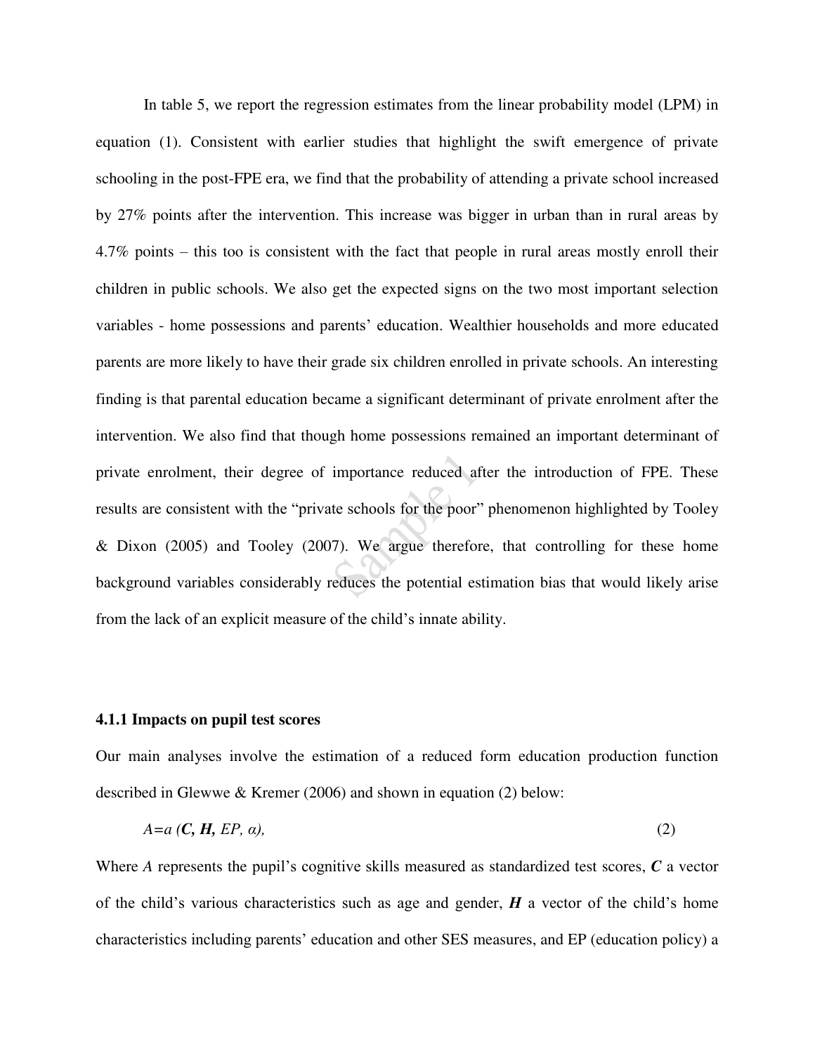In table 5, we report the regression estimates from the linear probability model (LPM) in equation (1). Consistent with earlier studies that highlight the swift emergence of private schooling in the post-FPE era, we find that the probability of attending a private school increased by 27% points after the intervention. This increase was bigger in urban than in rural areas by 4.7% points – this too is consistent with the fact that people in rural areas mostly enroll their children in public schools. We also get the expected signs on the two most important selection variables - home possessions and parents' education. Wealthier households and more educated parents are more likely to have their grade six children enrolled in private schools. An interesting finding is that parental education became a significant determinant of private enrolment after the intervention. We also find that though home possessions remained an important determinant of private enrolment, their degree of importance reduced after the introduction of FPE. These results are consistent with the "private schools for the poor" phenomenon highlighted by Tooley & Dixon (2005) and Tooley (2007). We argue therefore, that controlling for these home background variables considerably reduces the potential estimation bias that would likely arise from the lack of an explicit measure of the child's innate ability.

### 4.1.1 Impacts on pupil test scores

Our main analyses involve the estimation of a reduced form education production function described in Glewwe & Kremer (2006) and shown in equation (2) below:

$$A = a\,(\boldsymbol{C}, \boldsymbol{H}, EP, \alpha), \tag{2}$$

Where $A$ represents the pupil's cognitive skills measured as standardized test scores, $\boldsymbol{C}$ a vector of the child's various characteristics such as age and gender, $\boldsymbol{H}$ a vector of the child's home characteristics including parents' education and other SES measures, and EP (education policy) a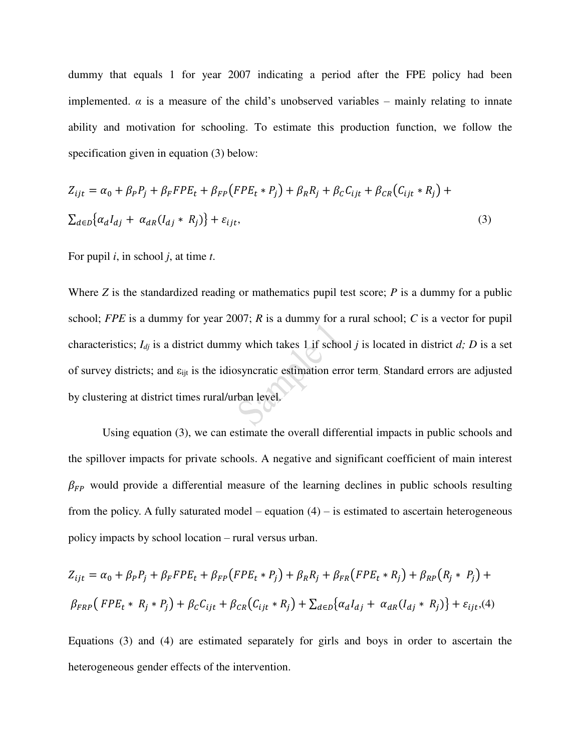dummy that equals 1 for year 2007 indicating a period after the FPE policy had been implemented. $\alpha$ is a measure of the child's unobserved variables – mainly relating to innate ability and motivation for schooling. To estimate this production function, we follow the specification given in equation (3) below:

$$Z_{ijt} = \alpha_0 + \beta_P P_j + \beta_F FPE_t + \beta_{FP}(FPE_t * P_j) + \beta_R R_j + \beta_C C_{ijt} + \beta_{CR}(C_{ijt} * R_j) + \sum_{d \in D}\{\alpha_d I_{dj} + \alpha_{dR}(I_{dj} * R_j)\} + \varepsilon_{ijt}, \quad (3)$$

For pupil *i*, in school *j*, at time *t*.

Where *Z* is the standardized reading or mathematics pupil test score; *P* is a dummy for a public school; *FPE* is a dummy for year 2007; *R* is a dummy for a rural school; *C* is a vector for pupil characteristics; $I_{dj}$ is a district dummy which takes 1 if school *j* is located in district *d; D* is a set of survey districts; and $\varepsilon_{ijt}$ is the idiosyncratic estimation error term. Standard errors are adjusted by clustering at district times rural/urban level.

Using equation (3), we can estimate the overall differential impacts in public schools and the spillover impacts for private schools. A negative and significant coefficient of main interest $\beta_{FP}$ would provide a differential measure of the learning declines in public schools resulting from the policy. A fully saturated model – equation (4) – is estimated to ascertain heterogeneous policy impacts by school location – rural versus urban.

$$Z_{ijt} = \alpha_0 + \beta_P P_j + \beta_F FPE_t + \beta_{FP}(FPE_t * P_j) + \beta_R R_j + \beta_{FR}(FPE_t * R_j) + \beta_{RP}(R_j * P_j) + \beta_{FRP}(FPE_t * R_j * P_j) + \beta_C C_{ijt} + \beta_{CR}(C_{ijt} * R_j) + \sum_{d \in D}\{\alpha_d I_{dj} + \alpha_{dR}(I_{dj} * R_j)\} + \varepsilon_{ijt}, \quad (4)$$

Equations (3) and (4) are estimated separately for girls and boys in order to ascertain the heterogeneous gender effects of the intervention.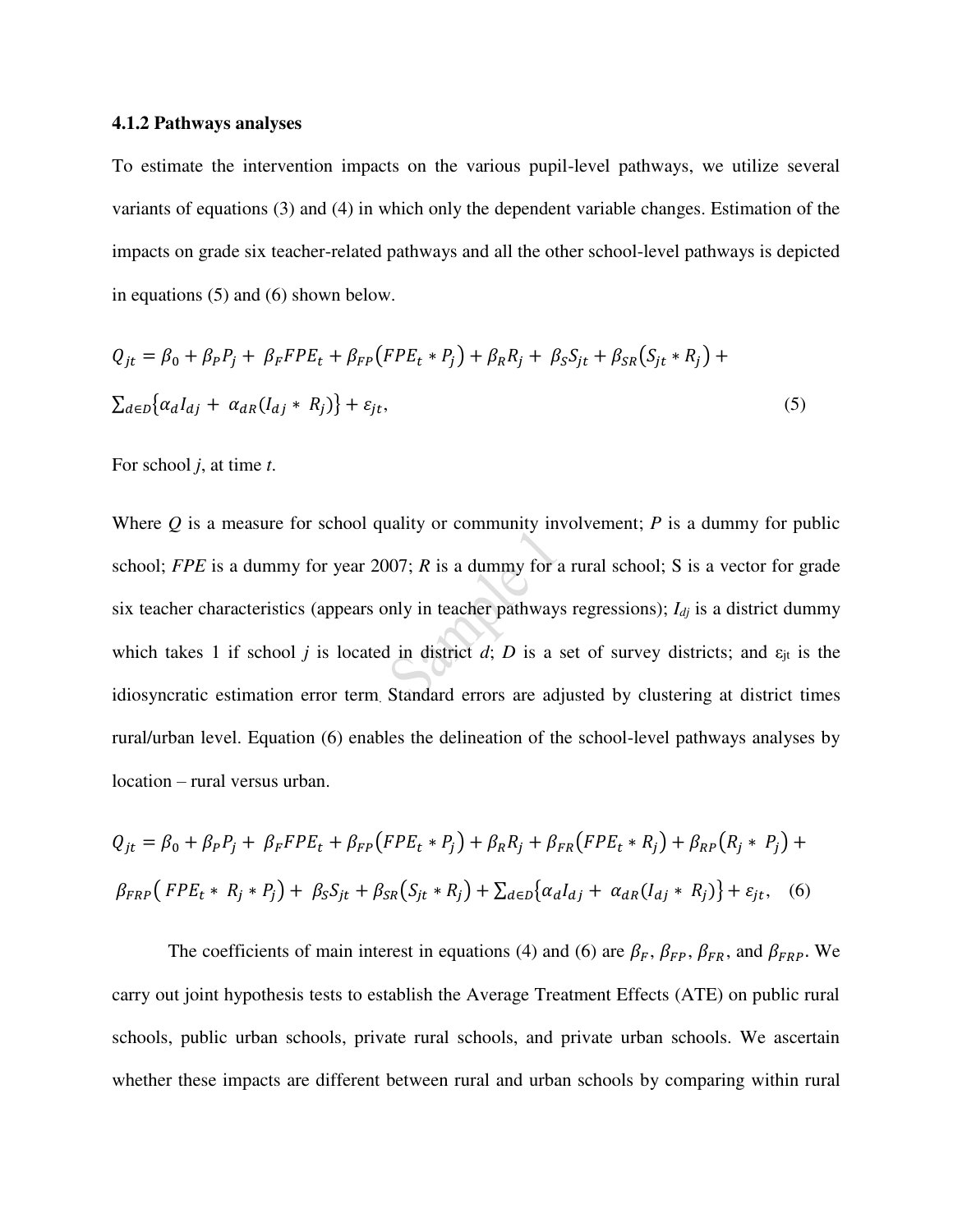### 4.1.2 Pathways analyses

To estimate the intervention impacts on the various pupil-level pathways, we utilize several variants of equations (3) and (4) in which only the dependent variable changes. Estimation of the impacts on grade six teacher-related pathways and all the other school-level pathways is depicted in equations (5) and (6) shown below.

$$Q_{jt} = \beta_0 + \beta_P P_j + \beta_F FPE_t + \beta_{FP}(FPE_t * P_j) + \beta_R R_j + \beta_S S_{jt} + \beta_{SR}(S_{jt} * R_j) + \sum_{d \in D}\{\alpha_d I_{dj} + \alpha_{dR}(I_{dj} * R_j)\} + \varepsilon_{jt}, \quad (5)$$

For school *j*, at time *t*.

Where *Q* is a measure for school quality or community involvement; *P* is a dummy for public school; *FPE* is a dummy for year 2007; *R* is a dummy for a rural school; S is a vector for grade six teacher characteristics (appears only in teacher pathways regressions); $I_{dj}$ is a district dummy which takes 1 if school *j* is located in district *d*; *D* is a set of survey districts; and $\varepsilon_{jt}$ is the idiosyncratic estimation error term. Standard errors are adjusted by clustering at district times rural/urban level. Equation (6) enables the delineation of the school-level pathways analyses by location – rural versus urban.

$$Q_{jt} = \beta_0 + \beta_P P_j + \beta_F FPE_t + \beta_{FP}(FPE_t * P_j) + \beta_R R_j + \beta_{FR}(FPE_t * R_j) + \beta_{RP}(R_j * P_j) + \beta_{FRP}(FPE_t * R_j * P_j) + \beta_S S_{jt} + \beta_{SR}(S_{jt} * R_j) + \sum_{d \in D}\{\alpha_d I_{dj} + \alpha_{dR}(I_{dj} * R_j)\} + \varepsilon_{jt}, \quad (6)$$

The coefficients of main interest in equations (4) and (6) are $\beta_F$, $\beta_{FP}$, $\beta_{FR}$, and $\beta_{FRP}$. We carry out joint hypothesis tests to establish the Average Treatment Effects (ATE) on public rural schools, public urban schools, private rural schools, and private urban schools. We ascertain whether these impacts are different between rural and urban schools by comparing within rural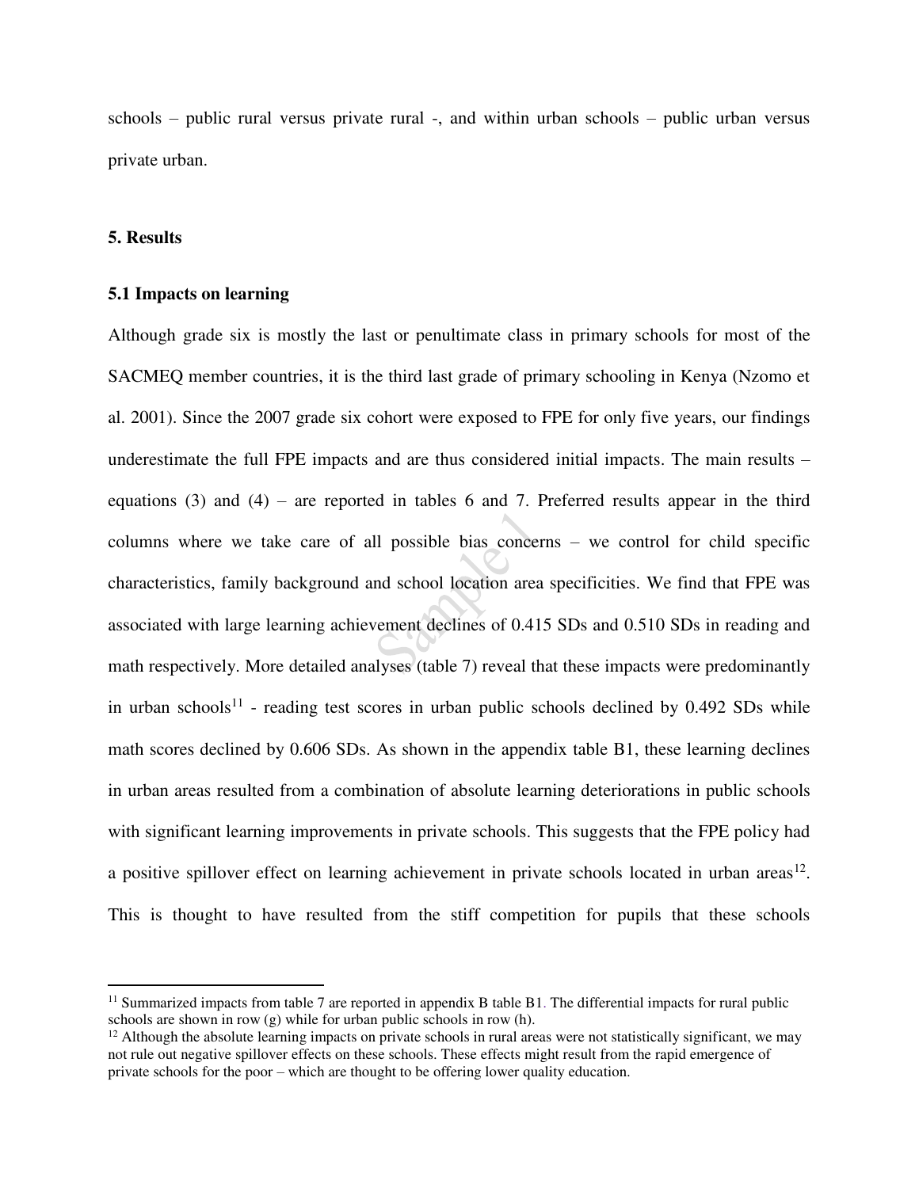schools – public rural versus private rural -, and within urban schools – public urban versus private urban.

## 5. Results

### 5.1 Impacts on learning

Although grade six is mostly the last or penultimate class in primary schools for most of the SACMEQ member countries, it is the third last grade of primary schooling in Kenya (Nzomo et al. 2001). Since the 2007 grade six cohort were exposed to FPE for only five years, our findings underestimate the full FPE impacts and are thus considered initial impacts. The main results – equations (3) and (4) – are reported in tables 6 and 7. Preferred results appear in the third columns where we take care of all possible bias concerns – we control for child specific characteristics, family background and school location area specificities. We find that FPE was associated with large learning achievement declines of 0.415 SDs and 0.510 SDs in reading and math respectively. More detailed analyses (table 7) reveal that these impacts were predominantly in urban schools[11] - reading test scores in urban public schools declined by 0.492 SDs while math scores declined by 0.606 SDs. As shown in the appendix table B1, these learning declines in urban areas resulted from a combination of absolute learning deteriorations in public schools with significant learning improvements in private schools. This suggests that the FPE policy had a positive spillover effect on learning achievement in private schools located in urban areas[12]. This is thought to have resulted from the stiff competition for pupils that these schools

[11] Summarized impacts from table 7 are reported in appendix B table B1. The differential impacts for rural public schools are shown in row (g) while for urban public schools in row (h).

[12] Although the absolute learning impacts on private schools in rural areas were not statistically significant, we may not rule out negative spillover effects on these schools. These effects might result from the rapid emergence of private schools for the poor – which are thought to be offering lower quality education.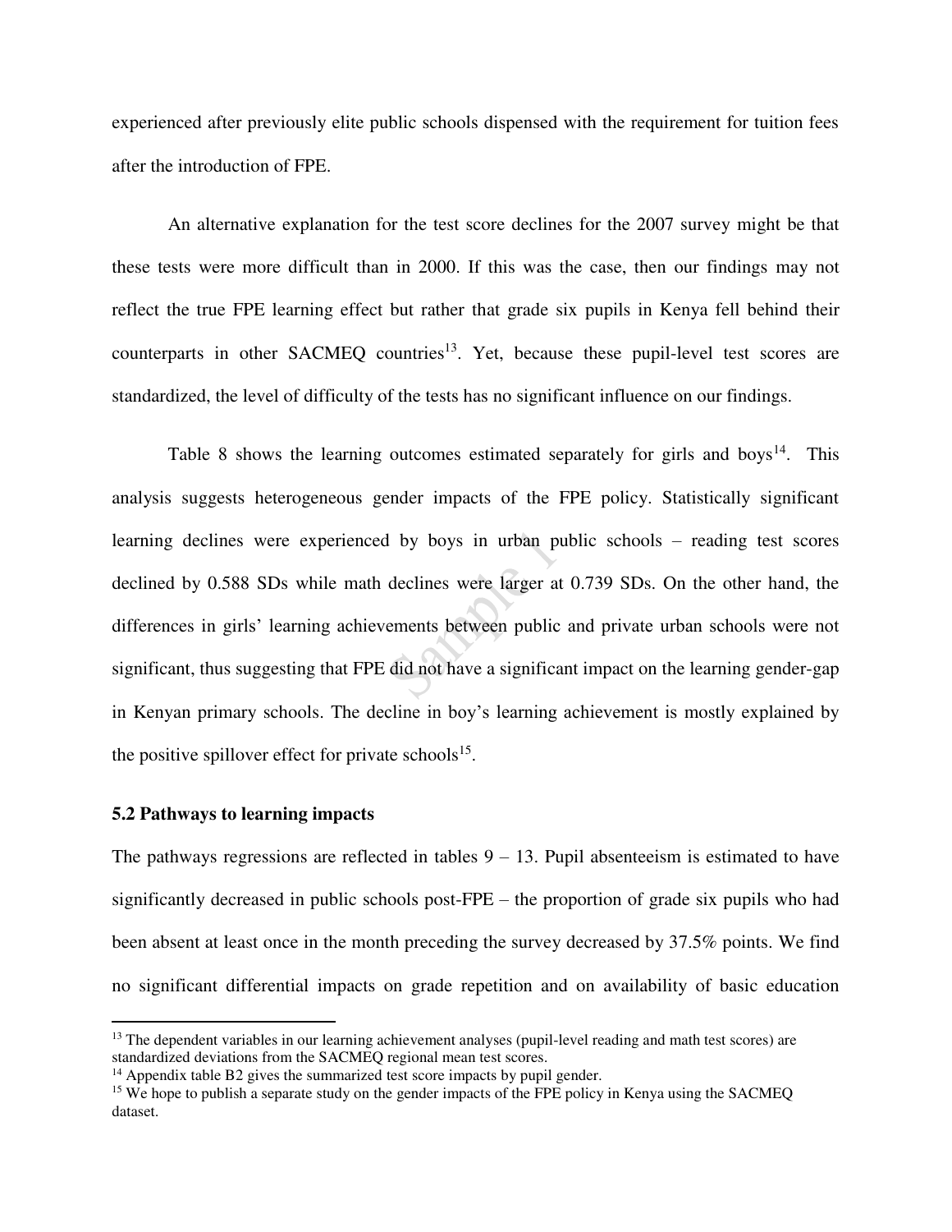experienced after previously elite public schools dispensed with the requirement for tuition fees after the introduction of FPE.

An alternative explanation for the test score declines for the 2007 survey might be that these tests were more difficult than in 2000. If this was the case, then our findings may not reflect the true FPE learning effect but rather that grade six pupils in Kenya fell behind their counterparts in other SACMEQ countries[13]. Yet, because these pupil-level test scores are standardized, the level of difficulty of the tests has no significant influence on our findings.

Table 8 shows the learning outcomes estimated separately for girls and boys[14]. This analysis suggests heterogeneous gender impacts of the FPE policy. Statistically significant learning declines were experienced by boys in urban public schools – reading test scores declined by 0.588 SDs while math declines were larger at 0.739 SDs. On the other hand, the differences in girls' learning achievements between public and private urban schools were not significant, thus suggesting that FPE did not have a significant impact on the learning gender-gap in Kenyan primary schools. The decline in boy's learning achievement is mostly explained by the positive spillover effect for private schools[15].

### 5.2 Pathways to learning impacts

The pathways regressions are reflected in tables 9 – 13. Pupil absenteeism is estimated to have significantly decreased in public schools post-FPE – the proportion of grade six pupils who had been absent at least once in the month preceding the survey decreased by 37.5% points. We find no significant differential impacts on grade repetition and on availability of basic education

---

[13] The dependent variables in our learning achievement analyses (pupil-level reading and math test scores) are standardized deviations from the SACMEQ regional mean test scores.

[14] Appendix table B2 gives the summarized test score impacts by pupil gender.

[15] We hope to publish a separate study on the gender impacts of the FPE policy in Kenya using the SACMEQ dataset.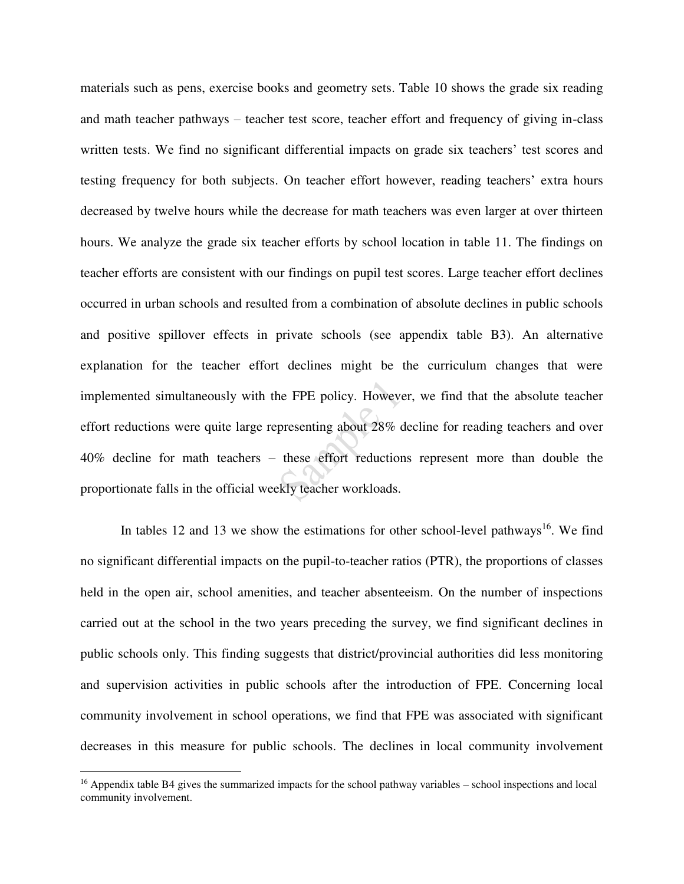materials such as pens, exercise books and geometry sets. Table 10 shows the grade six reading and math teacher pathways – teacher test score, teacher effort and frequency of giving in-class written tests. We find no significant differential impacts on grade six teachers' test scores and testing frequency for both subjects. On teacher effort however, reading teachers' extra hours decreased by twelve hours while the decrease for math teachers was even larger at over thirteen hours. We analyze the grade six teacher efforts by school location in table 11. The findings on teacher efforts are consistent with our findings on pupil test scores. Large teacher effort declines occurred in urban schools and resulted from a combination of absolute declines in public schools and positive spillover effects in private schools (see appendix table B3). An alternative explanation for the teacher effort declines might be the curriculum changes that were implemented simultaneously with the FPE policy. However, we find that the absolute teacher effort reductions were quite large representing about 28% decline for reading teachers and over 40% decline for math teachers – these effort reductions represent more than double the proportionate falls in the official weekly teacher workloads.

In tables 12 and 13 we show the estimations for other school-level pathways[16]. We find no significant differential impacts on the pupil-to-teacher ratios (PTR), the proportions of classes held in the open air, school amenities, and teacher absenteeism. On the number of inspections carried out at the school in the two years preceding the survey, we find significant declines in public schools only. This finding suggests that district/provincial authorities did less monitoring and supervision activities in public schools after the introduction of FPE. Concerning local community involvement in school operations, we find that FPE was associated with significant decreases in this measure for public schools. The declines in local community involvement

[16] Appendix table B4 gives the summarized impacts for the school pathway variables – school inspections and local community involvement.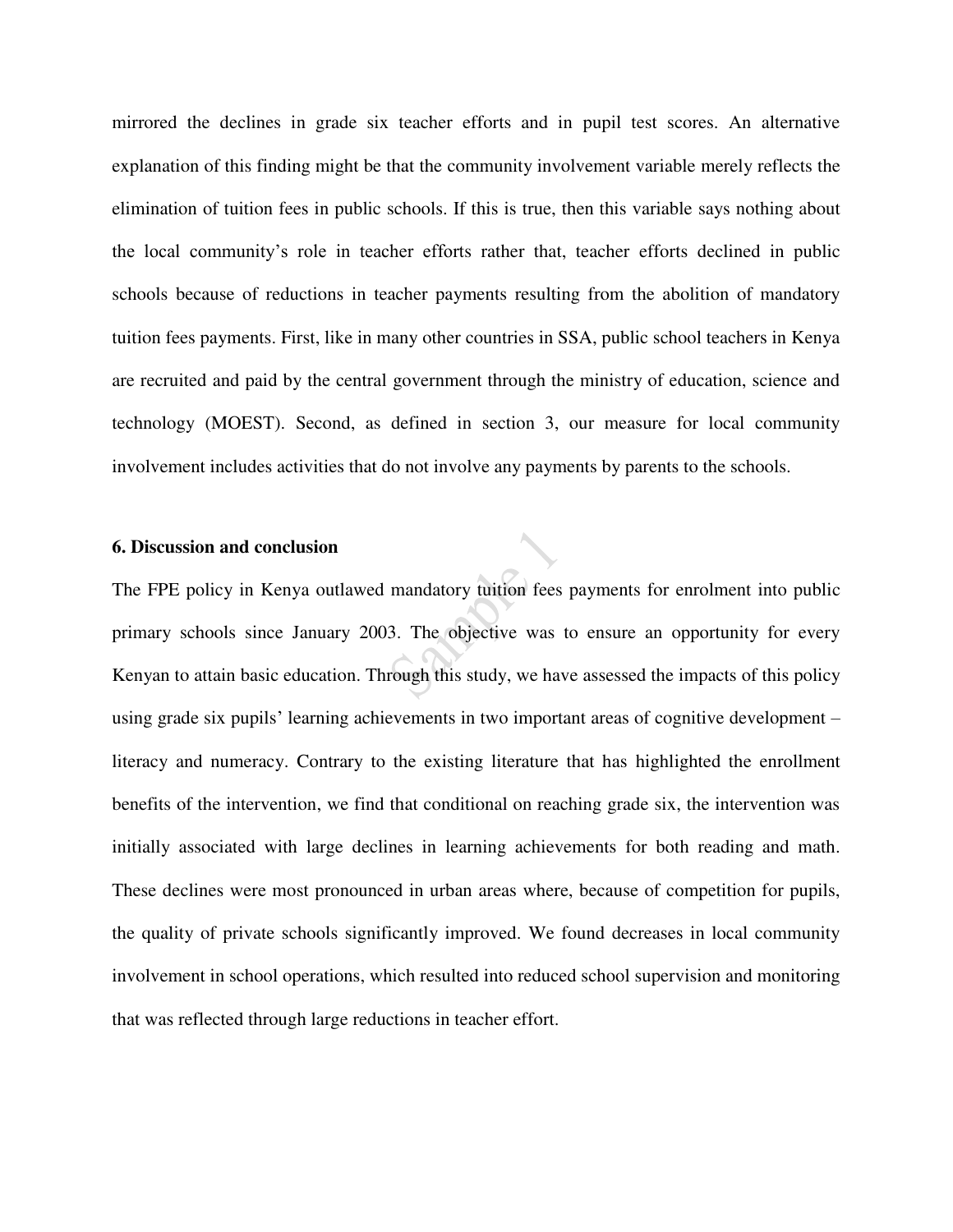mirrored the declines in grade six teacher efforts and in pupil test scores. An alternative explanation of this finding might be that the community involvement variable merely reflects the elimination of tuition fees in public schools. If this is true, then this variable says nothing about the local community's role in teacher efforts rather that, teacher efforts declined in public schools because of reductions in teacher payments resulting from the abolition of mandatory tuition fees payments. First, like in many other countries in SSA, public school teachers in Kenya are recruited and paid by the central government through the ministry of education, science and technology (MOEST). Second, as defined in section 3, our measure for local community involvement includes activities that do not involve any payments by parents to the schools.

## 6. Discussion and conclusion

The FPE policy in Kenya outlawed mandatory tuition fees payments for enrolment into public primary schools since January 2003. The objective was to ensure an opportunity for every Kenyan to attain basic education. Through this study, we have assessed the impacts of this policy using grade six pupils' learning achievements in two important areas of cognitive development – literacy and numeracy. Contrary to the existing literature that has highlighted the enrollment benefits of the intervention, we find that conditional on reaching grade six, the intervention was initially associated with large declines in learning achievements for both reading and math. These declines were most pronounced in urban areas where, because of competition for pupils, the quality of private schools significantly improved. We found decreases in local community involvement in school operations, which resulted into reduced school supervision and monitoring that was reflected through large reductions in teacher effort.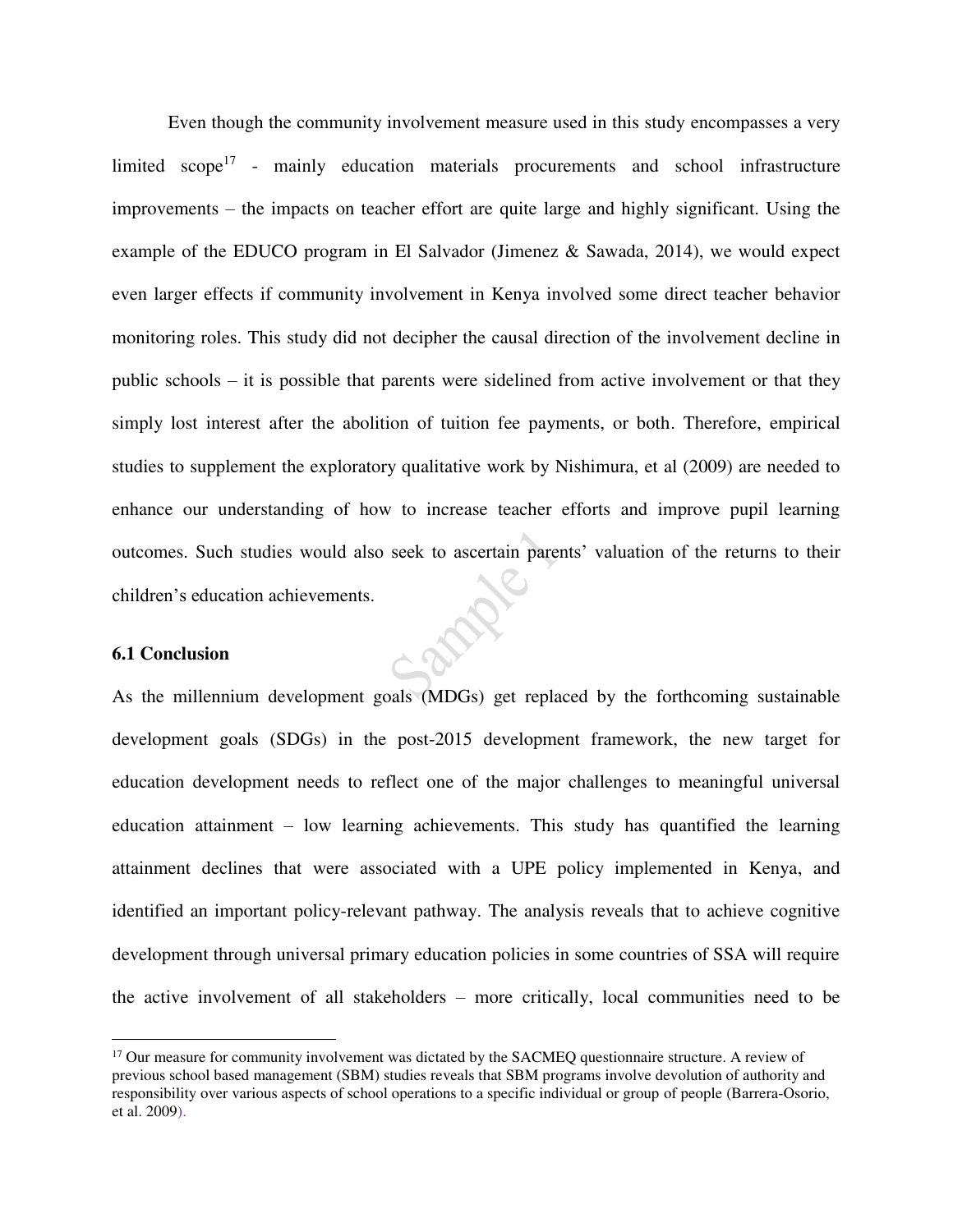Even though the community involvement measure used in this study encompasses a very limited scope[17] - mainly education materials procurements and school infrastructure improvements – the impacts on teacher effort are quite large and highly significant. Using the example of the EDUCO program in El Salvador (Jimenez & Sawada, 2014), we would expect even larger effects if community involvement in Kenya involved some direct teacher behavior monitoring roles. This study did not decipher the causal direction of the involvement decline in public schools – it is possible that parents were sidelined from active involvement or that they simply lost interest after the abolition of tuition fee payments, or both. Therefore, empirical studies to supplement the exploratory qualitative work by Nishimura, et al (2009) are needed to enhance our understanding of how to increase teacher efforts and improve pupil learning outcomes. Such studies would also seek to ascertain parents' valuation of the returns to their children's education achievements.

### 6.1 Conclusion

As the millennium development goals (MDGs) get replaced by the forthcoming sustainable development goals (SDGs) in the post-2015 development framework, the new target for education development needs to reflect one of the major challenges to meaningful universal education attainment – low learning achievements. This study has quantified the learning attainment declines that were associated with a UPE policy implemented in Kenya, and identified an important policy-relevant pathway. The analysis reveals that to achieve cognitive development through universal primary education policies in some countries of SSA will require the active involvement of all stakeholders – more critically, local communities need to be

---

[17] Our measure for community involvement was dictated by the SACMEQ questionnaire structure. A review of previous school based management (SBM) studies reveals that SBM programs involve devolution of authority and responsibility over various aspects of school operations to a specific individual or group of people (Barrera-Osorio, et al. 2009).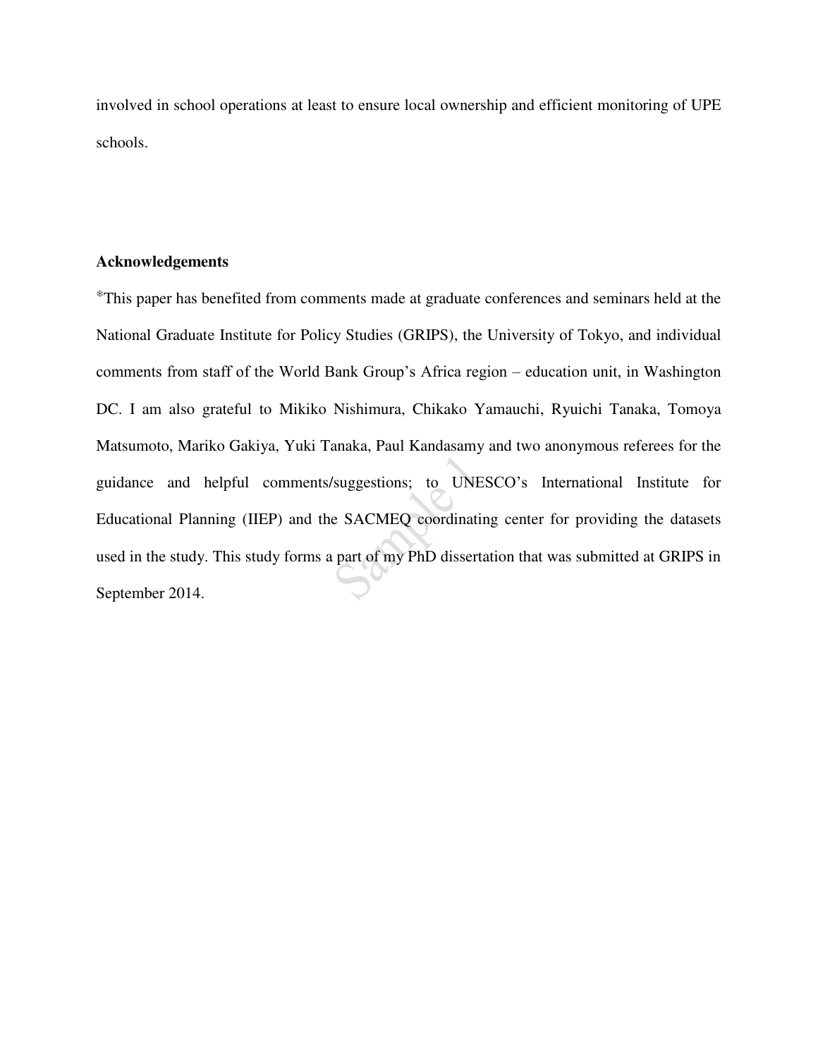involved in school operations at least to ensure local ownership and efficient monitoring of UPE schools.

**Acknowledgements**

*This paper has benefited from comments made at graduate conferences and seminars held at the National Graduate Institute for Policy Studies (GRIPS), the University of Tokyo, and individual comments from staff of the World Bank Group's Africa region – education unit, in Washington DC. I am also grateful to Mikiko Nishimura, Chikako Yamauchi, Ryuichi Tanaka, Tomoya Matsumoto, Mariko Gakiya, Yuki Tanaka, Paul Kandasamy and two anonymous referees for the guidance and helpful comments/suggestions; to UNESCO's International Institute for Educational Planning (IIEP) and the SACMEQ coordinating center for providing the datasets used in the study. This study forms a part of my PhD dissertation that was submitted at GRIPS in September 2014.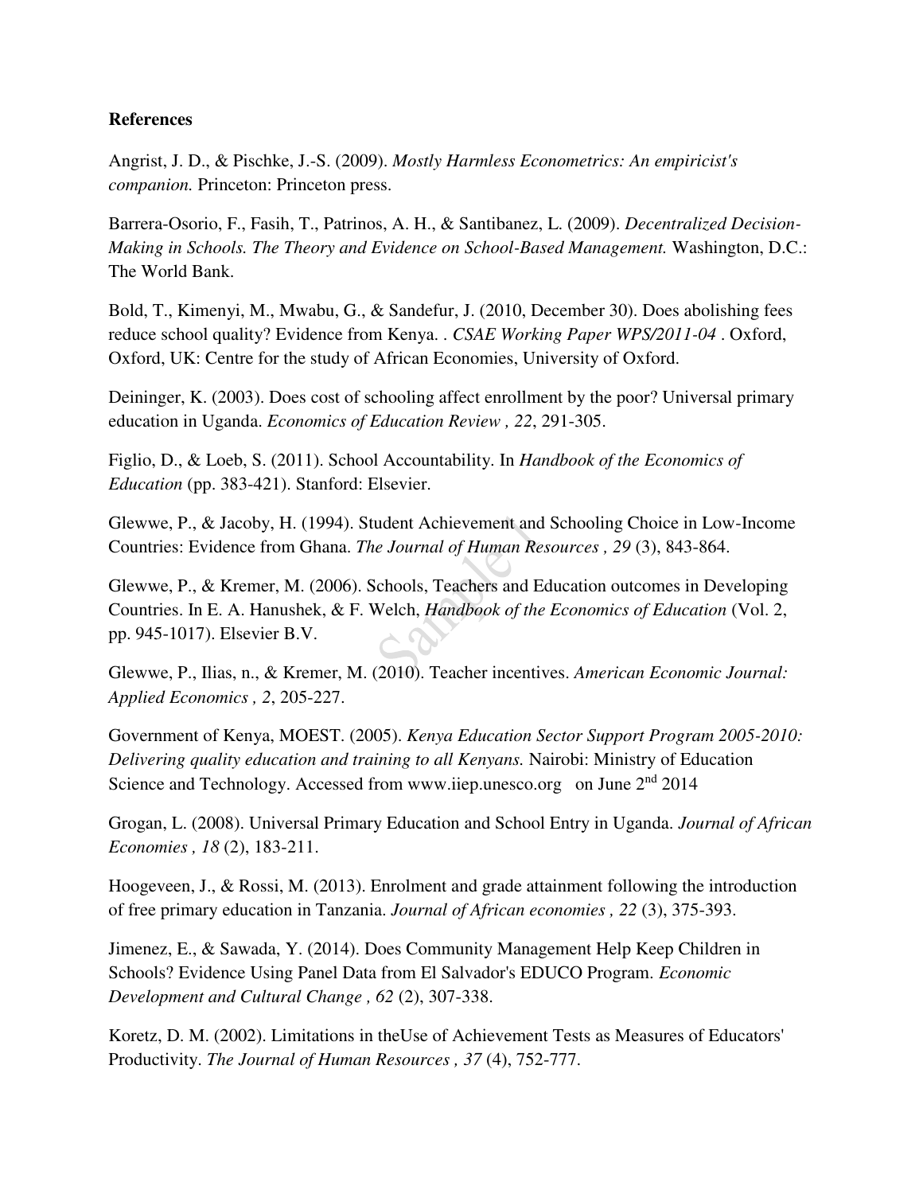**References**

Angrist, J. D., & Pischke, J.-S. (2009). *Mostly Harmless Econometrics: An empiricist's companion.* Princeton: Princeton press.

Barrera-Osorio, F., Fasih, T., Patrinos, A. H., & Santibanez, L. (2009). *Decentralized Decision-Making in Schools. The Theory and Evidence on School-Based Management.* Washington, D.C.: The World Bank.

Bold, T., Kimenyi, M., Mwabu, G., & Sandefur, J. (2010, December 30). Does abolishing fees reduce school quality? Evidence from Kenya. . *CSAE Working Paper WPS/2011-04* . Oxford, Oxford, UK: Centre for the study of African Economies, University of Oxford.

Deininger, K. (2003). Does cost of schooling affect enrollment by the poor? Universal primary education in Uganda. *Economics of Education Review , 22*, 291-305.

Figlio, D., & Loeb, S. (2011). School Accountability. In *Handbook of the Economics of Education* (pp. 383-421). Stanford: Elsevier.

Glewwe, P., & Jacoby, H. (1994). Student Achievement and Schooling Choice in Low-Income Countries: Evidence from Ghana. *The Journal of Human Resources , 29* (3), 843-864.

Glewwe, P., & Kremer, M. (2006). Schools, Teachers and Education outcomes in Developing Countries. In E. A. Hanushek, & F. Welch, *Handbook of the Economics of Education* (Vol. 2, pp. 945-1017). Elsevier B.V.

Glewwe, P., Ilias, n., & Kremer, M. (2010). Teacher incentives. *American Economic Journal: Applied Economics , 2*, 205-227.

Government of Kenya, MOEST. (2005). *Kenya Education Sector Support Program 2005-2010: Delivering quality education and training to all Kenyans.* Nairobi: Ministry of Education Science and Technology. Accessed from www.iiep.unesco.org on June 2nd 2014

Grogan, L. (2008). Universal Primary Education and School Entry in Uganda. *Journal of African Economies , 18* (2), 183-211.

Hoogeveen, J., & Rossi, M. (2013). Enrolment and grade attainment following the introduction of free primary education in Tanzania. *Journal of African economies , 22* (3), 375-393.

Jimenez, E., & Sawada, Y. (2014). Does Community Management Help Keep Children in Schools? Evidence Using Panel Data from El Salvador's EDUCO Program. *Economic Development and Cultural Change , 62* (2), 307-338.

Koretz, D. M. (2002). Limitations in theUse of Achievement Tests as Measures of Educators' Productivity. *The Journal of Human Resources , 37* (4), 752-777.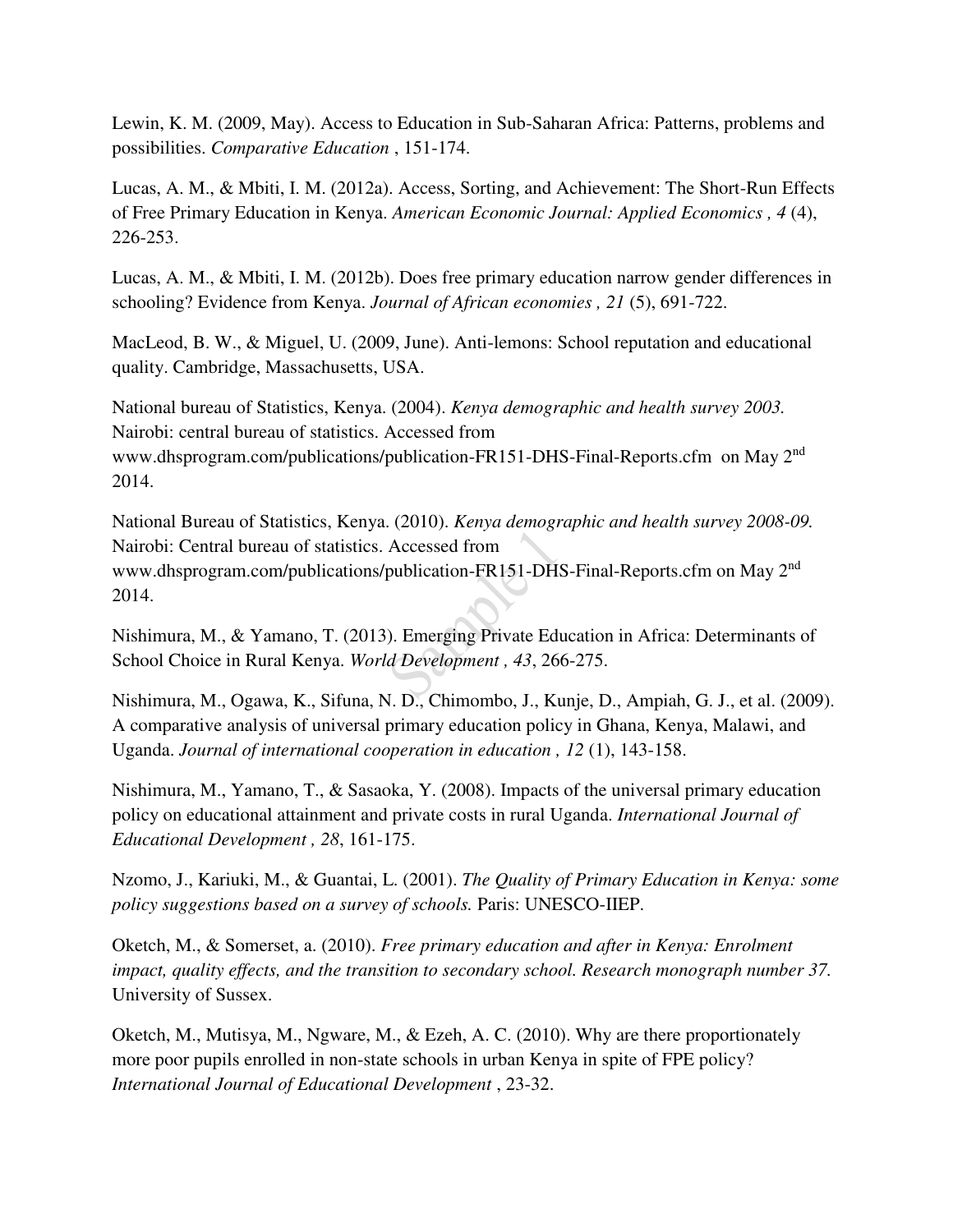Lewin, K. M. (2009, May). Access to Education in Sub-Saharan Africa: Patterns, problems and possibilities. *Comparative Education* , 151-174.

Lucas, A. M., & Mbiti, I. M. (2012a). Access, Sorting, and Achievement: The Short-Run Effects of Free Primary Education in Kenya. *American Economic Journal: Applied Economics , 4* (4), 226-253.

Lucas, A. M., & Mbiti, I. M. (2012b). Does free primary education narrow gender differences in schooling? Evidence from Kenya. *Journal of African economies , 21* (5), 691-722.

MacLeod, B. W., & Miguel, U. (2009, June). Anti-lemons: School reputation and educational quality. Cambridge, Massachusetts, USA.

National bureau of Statistics, Kenya. (2004). *Kenya demographic and health survey 2003.* Nairobi: central bureau of statistics. Accessed from www.dhsprogram.com/publications/publication-FR151-DHS-Final-Reports.cfm on May 2nd 2014.

National Bureau of Statistics, Kenya. (2010). *Kenya demographic and health survey 2008-09.* Nairobi: Central bureau of statistics. Accessed from www.dhsprogram.com/publications/publication-FR151-DHS-Final-Reports.cfm on May 2nd 2014.

Nishimura, M., & Yamano, T. (2013). Emerging Private Education in Africa: Determinants of School Choice in Rural Kenya. *World Development , 43*, 266-275.

Nishimura, M., Ogawa, K., Sifuna, N. D., Chimombo, J., Kunje, D., Ampiah, G. J., et al. (2009). A comparative analysis of universal primary education policy in Ghana, Kenya, Malawi, and Uganda. *Journal of international cooperation in education , 12* (1), 143-158.

Nishimura, M., Yamano, T., & Sasaoka, Y. (2008). Impacts of the universal primary education policy on educational attainment and private costs in rural Uganda. *International Journal of Educational Development , 28*, 161-175.

Nzomo, J., Kariuki, M., & Guantai, L. (2001). *The Quality of Primary Education in Kenya: some policy suggestions based on a survey of schools.* Paris: UNESCO-IIEP.

Oketch, M., & Somerset, a. (2010). *Free primary education and after in Kenya: Enrolment impact, quality effects, and the transition to secondary school. Research monograph number 37.* University of Sussex.

Oketch, M., Mutisya, M., Ngware, M., & Ezeh, A. C. (2010). Why are there proportionately more poor pupils enrolled in non-state schools in urban Kenya in spite of FPE policy? *International Journal of Educational Development* , 23-32.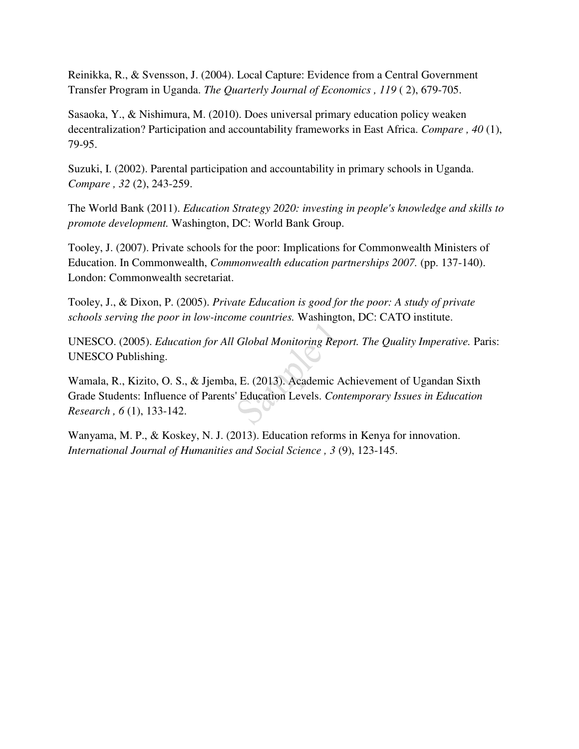Reinikka, R., & Svensson, J. (2004). Local Capture: Evidence from a Central Government Transfer Program in Uganda. *The Quarterly Journal of Economics , 119* ( 2), 679-705.

Sasaoka, Y., & Nishimura, M. (2010). Does universal primary education policy weaken decentralization? Participation and accountability frameworks in East Africa. *Compare , 40* (1), 79-95.

Suzuki, I. (2002). Parental participation and accountability in primary schools in Uganda. *Compare , 32* (2), 243-259.

The World Bank (2011). *Education Strategy 2020: investing in people's knowledge and skills to promote development.* Washington, DC: World Bank Group.

Tooley, J. (2007). Private schools for the poor: Implications for Commonwealth Ministers of Education. In Commonwealth, *Commonwealth education partnerships 2007.* (pp. 137-140). London: Commonwealth secretariat.

Tooley, J., & Dixon, P. (2005). *Private Education is good for the poor: A study of private schools serving the poor in low-income countries.* Washington, DC: CATO institute.

UNESCO. (2005). *Education for All Global Monitoring Report. The Quality Imperative.* Paris: UNESCO Publishing.

Wamala, R., Kizito, O. S., & Jjemba, E. (2013). Academic Achievement of Ugandan Sixth Grade Students: Influence of Parents' Education Levels. *Contemporary Issues in Education Research , 6* (1), 133-142.

Wanyama, M. P., & Koskey, N. J. (2013). Education reforms in Kenya for innovation. *International Journal of Humanities and Social Science , 3* (9), 123-145.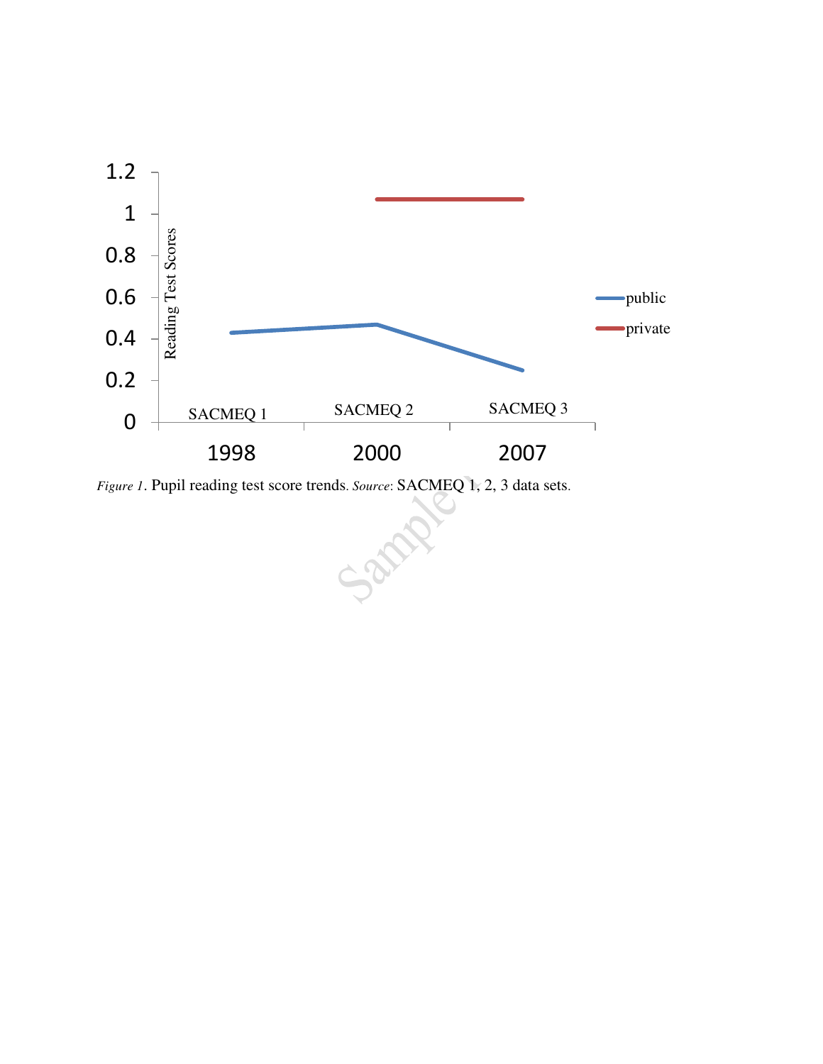*Figure 1*. Pupil reading test score trends. *Source*: SACMEQ 1, 2, 3 data sets.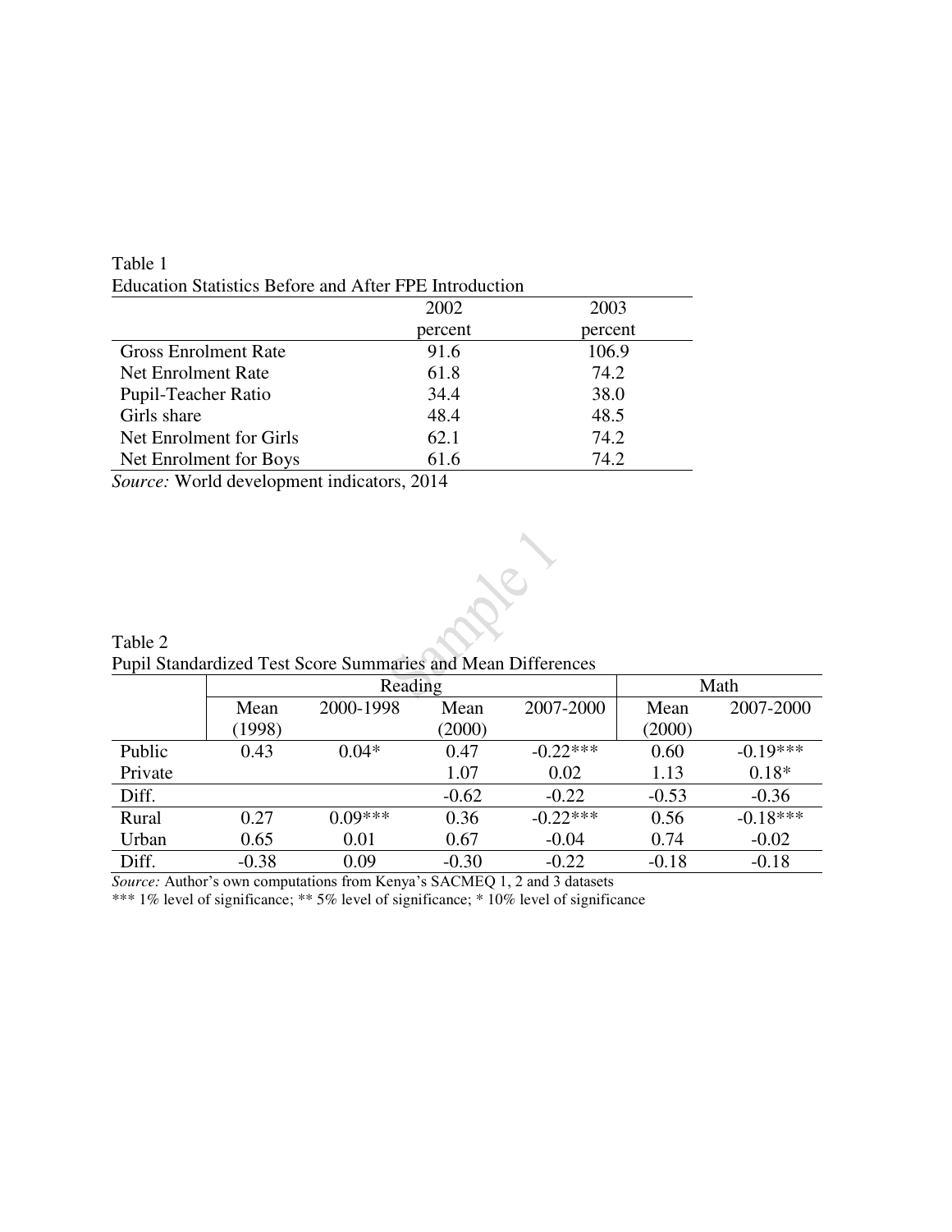Table 1
Education Statistics Before and After FPE Introduction

| | 2002 percent | 2003 percent |
|---|---|---|
| Gross Enrolment Rate | 91.6 | 106.9 |
| Net Enrolment Rate | 61.8 | 74.2 |
| Pupil-Teacher Ratio | 34.4 | 38.0 |
| Girls share | 48.4 | 48.5 |
| Net Enrolment for Girls | 62.1 | 74.2 |
| Net Enrolment for Boys | 61.6 | 74.2 |

*Source:* World development indicators, 2014

Table 2
Pupil Standardized Test Score Summaries and Mean Differences

| | Reading | | | | Math | |
|---|---|---|---|---|---|---|
| | Mean (1998) | 2000-1998 | Mean (2000) | 2007-2000 | Mean (2000) | 2007-2000 |
| Public | 0.43 | 0.04* | 0.47 | -0.22*** | 0.60 | -0.19*** |
| Private | | | 1.07 | 0.02 | 1.13 | 0.18* |
| Diff. | | | -0.62 | -0.22 | -0.53 | -0.36 |
| Rural | 0.27 | 0.09*** | 0.36 | -0.22*** | 0.56 | -0.18*** |
| Urban | 0.65 | 0.01 | 0.67 | -0.04 | 0.74 | -0.02 |
| Diff. | -0.38 | 0.09 | -0.30 | -0.22 | -0.18 | -0.18 |

*Source:* Author's own computations from Kenya's SACMEQ 1, 2 and 3 datasets
*** 1% level of significance; ** 5% level of significance; * 10% level of significance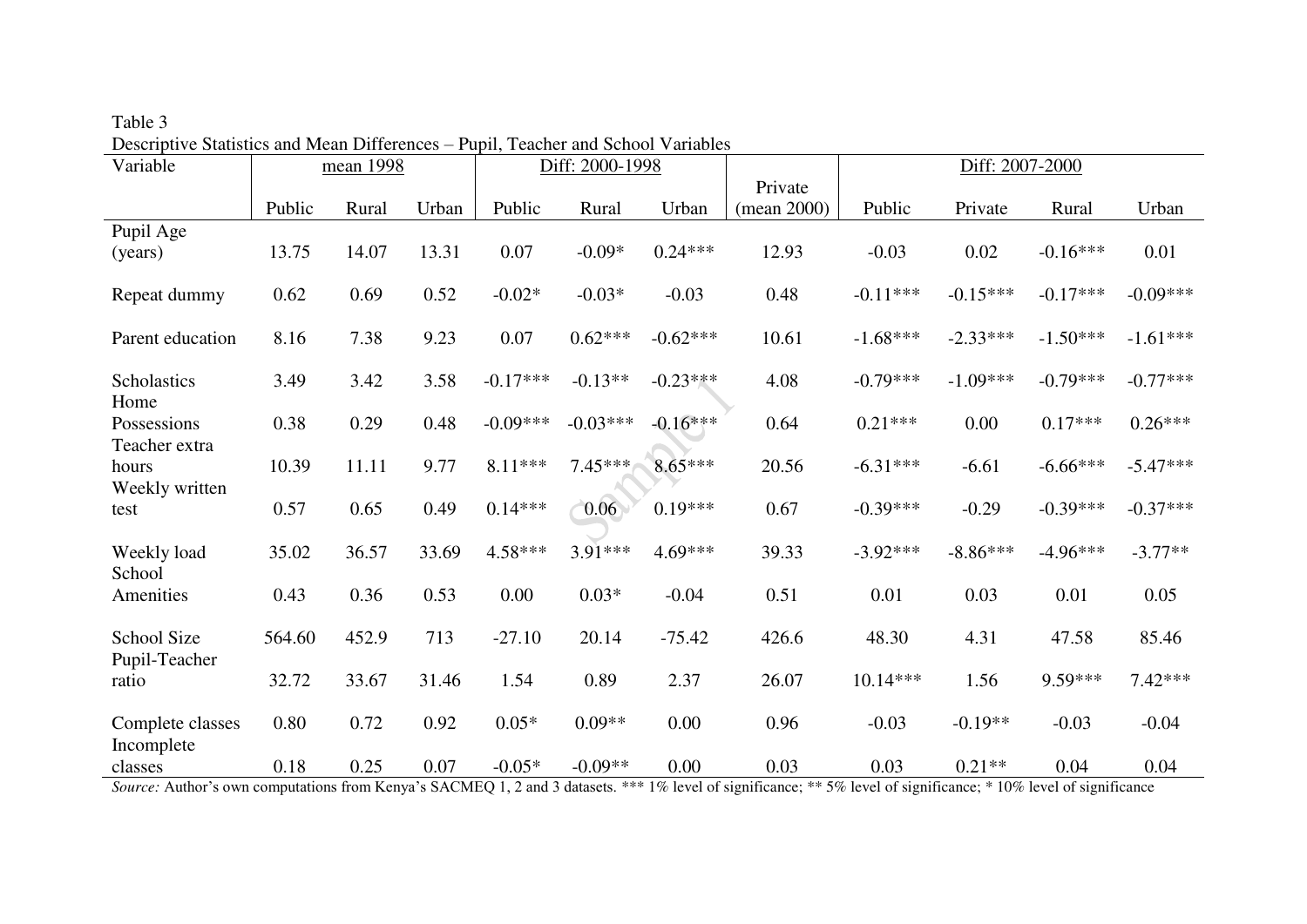Table 3

Descriptive Statistics and Mean Differences – Pupil, Teacher and School Variables

| Variable | mean 1998 | | | Diff: 2000-1998 | | | Private | Diff: 2007-2000 | | | |
|---|---|---|---|---|---|---|---|---|---|---|---|
| | Public | Rural | Urban | Public | Rural | Urban | (mean 2000) | Public | Private | Rural | Urban |
| Pupil Age (years) | 13.75 | 14.07 | 13.31 | 0.07 | -0.09* | 0.24*** | 12.93 | -0.03 | 0.02 | -0.16*** | 0.01 |
| Repeat dummy | 0.62 | 0.69 | 0.52 | -0.02* | -0.03* | -0.03 | 0.48 | -0.11*** | -0.15*** | -0.17*** | -0.09*** |
| Parent education | 8.16 | 7.38 | 9.23 | 0.07 | 0.62*** | -0.62*** | 10.61 | -1.68*** | -2.33*** | -1.50*** | -1.61*** |
| Scholastics | 3.49 | 3.42 | 3.58 | -0.17*** | -0.13** | -0.23*** | 4.08 | -0.79*** | -1.09*** | -0.79*** | -0.77*** |
| Home Possessions | 0.38 | 0.29 | 0.48 | -0.09*** | -0.03*** | -0.16*** | 0.64 | 0.21*** | 0.00 | 0.17*** | 0.26*** |
| Teacher extra hours | 10.39 | 11.11 | 9.77 | 8.11*** | 7.45*** | 8.65*** | 20.56 | -6.31*** | -6.61 | -6.66*** | -5.47*** |
| Weekly written test | 0.57 | 0.65 | 0.49 | 0.14*** | 0.06 | 0.19*** | 0.67 | -0.39*** | -0.29 | -0.39*** | -0.37*** |
| Weekly load | 35.02 | 36.57 | 33.69 | 4.58*** | 3.91*** | 4.69*** | 39.33 | -3.92*** | -8.86*** | -4.96*** | -3.77** |
| School Amenities | 0.43 | 0.36 | 0.53 | 0.00 | 0.03* | -0.04 | 0.51 | 0.01 | 0.03 | 0.01 | 0.05 |
| School Size | 564.60 | 452.9 | 713 | -27.10 | 20.14 | -75.42 | 426.6 | 48.30 | 4.31 | 47.58 | 85.46 |
| Pupil-Teacher ratio | 32.72 | 33.67 | 31.46 | 1.54 | 0.89 | 2.37 | 26.07 | 10.14*** | 1.56 | 9.59*** | 7.42*** |
| Complete classes | 0.80 | 0.72 | 0.92 | 0.05* | 0.09** | 0.00 | 0.96 | -0.03 | -0.19** | -0.03 | -0.04 |
| Incomplete classes | 0.18 | 0.25 | 0.07 | -0.05* | -0.09** | 0.00 | 0.03 | 0.03 | 0.21** | 0.04 | 0.04 |

*Source:* Author's own computations from Kenya's SACMEQ 1, 2 and 3 datasets. *** 1% level of significance; ** 5% level of significance; * 10% level of significance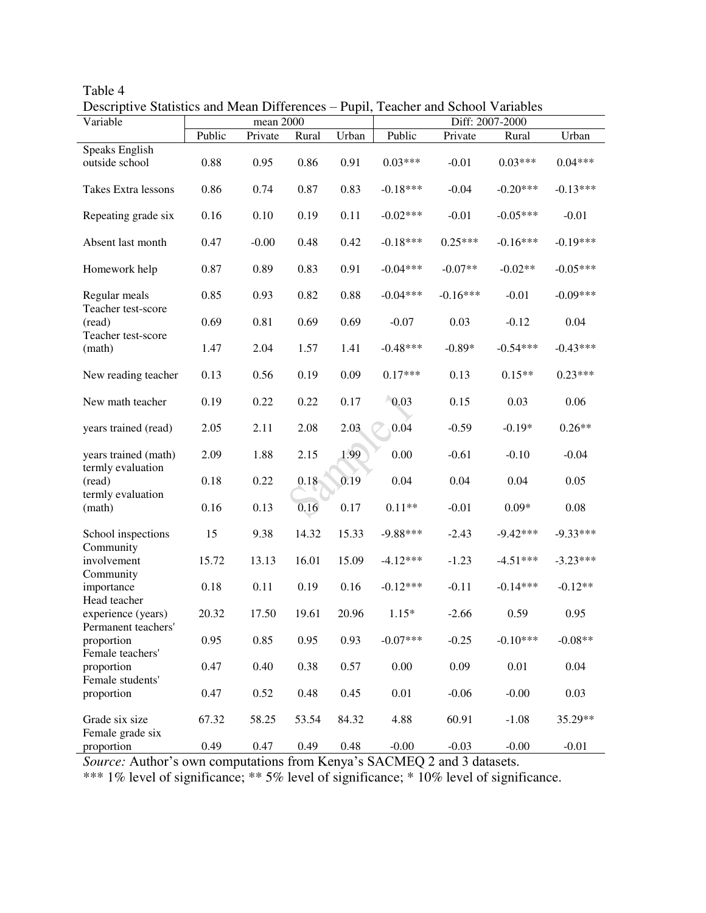Table 4

Descriptive Statistics and Mean Differences – Pupil, Teacher and School Variables

| Variable | mean 2000 | | | | Diff: 2007-2000 | | | |
|---|---|---|---|---|---|---|---|---|
| | Public | Private | Rural | Urban | Public | Private | Rural | Urban |
| Speaks English outside school | 0.88 | 0.95 | 0.86 | 0.91 | 0.03*** | -0.01 | 0.03*** | 0.04*** |
| Takes Extra lessons | 0.86 | 0.74 | 0.87 | 0.83 | -0.18*** | -0.04 | -0.20*** | -0.13*** |
| Repeating grade six | 0.16 | 0.10 | 0.19 | 0.11 | -0.02*** | -0.01 | -0.05*** | -0.01 |
| Absent last month | 0.47 | -0.00 | 0.48 | 0.42 | -0.18*** | 0.25*** | -0.16*** | -0.19*** |
| Homework help | 0.87 | 0.89 | 0.83 | 0.91 | -0.04*** | -0.07** | -0.02** | -0.05*** |
| Regular meals | 0.85 | 0.93 | 0.82 | 0.88 | -0.04*** | -0.16*** | -0.01 | -0.09*** |
| Teacher test-score (read) | 0.69 | 0.81 | 0.69 | 0.69 | -0.07 | 0.03 | -0.12 | 0.04 |
| Teacher test-score (math) | 1.47 | 2.04 | 1.57 | 1.41 | -0.48*** | -0.89* | -0.54*** | -0.43*** |
| New reading teacher | 0.13 | 0.56 | 0.19 | 0.09 | 0.17*** | 0.13 | 0.15** | 0.23*** |
| New math teacher | 0.19 | 0.22 | 0.22 | 0.17 | 0.03 | 0.15 | 0.03 | 0.06 |
| years trained (read) | 2.05 | 2.11 | 2.08 | 2.03 | 0.04 | -0.59 | -0.19* | 0.26** |
| years trained (math) | 2.09 | 1.88 | 2.15 | 1.99 | 0.00 | -0.61 | -0.10 | -0.04 |
| termly evaluation (read) | 0.18 | 0.22 | 0.18 | 0.19 | 0.04 | 0.04 | 0.04 | 0.05 |
| termly evaluation (math) | 0.16 | 0.13 | 0.16 | 0.17 | 0.11** | -0.01 | 0.09* | 0.08 |
| School inspections | 15 | 9.38 | 14.32 | 15.33 | -9.88*** | -2.43 | -9.42*** | -9.33*** |
| Community involvement | 15.72 | 13.13 | 16.01 | 15.09 | -4.12*** | -1.23 | -4.51*** | -3.23*** |
| Community importance | 0.18 | 0.11 | 0.19 | 0.16 | -0.12*** | -0.11 | -0.14*** | -0.12** |
| Head teacher experience (years) | 20.32 | 17.50 | 19.61 | 20.96 | 1.15* | -2.66 | 0.59 | 0.95 |
| Permanent teachers' proportion | 0.95 | 0.85 | 0.95 | 0.93 | -0.07*** | -0.25 | -0.10*** | -0.08** |
| Female teachers' proportion | 0.47 | 0.40 | 0.38 | 0.57 | 0.00 | 0.09 | 0.01 | 0.04 |
| Female students' proportion | 0.47 | 0.52 | 0.48 | 0.45 | 0.01 | -0.06 | -0.00 | 0.03 |
| Grade six size | 67.32 | 58.25 | 53.54 | 84.32 | 4.88 | 60.91 | -1.08 | 35.29** |
| Female grade six proportion | 0.49 | 0.47 | 0.49 | 0.48 | -0.00 | -0.03 | -0.00 | -0.01 |

*Source:* Author's own computations from Kenya's SACMEQ 2 and 3 datasets.

*** 1% level of significance; ** 5% level of significance; * 10% level of significance.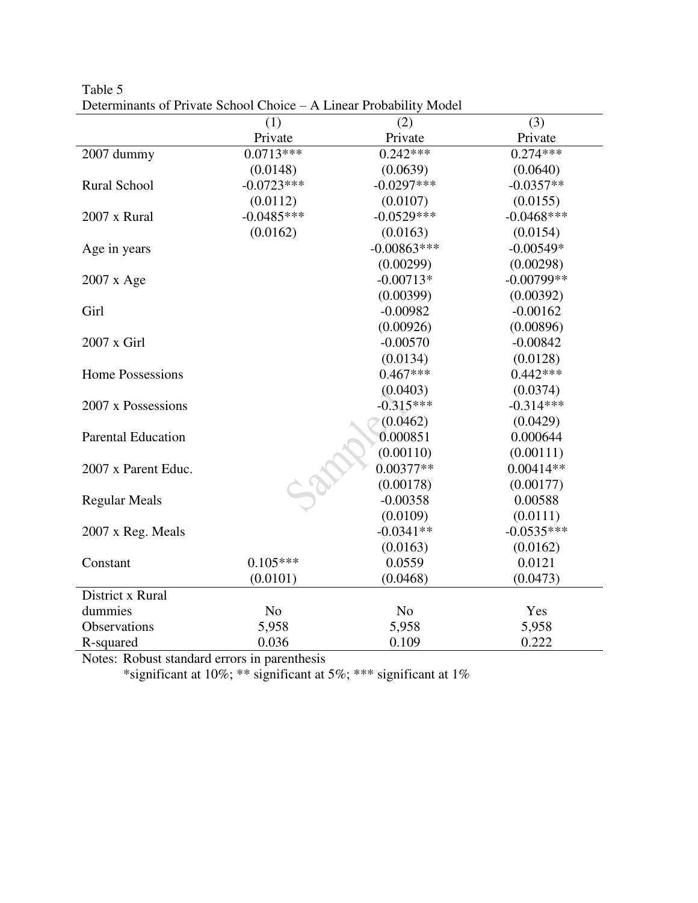Table 5
Determinants of Private School Choice – A Linear Probability Model

| | (1) | (2) | (3) |
|---|---|---|---|
| | Private | Private | Private |
| 2007 dummy | 0.0713*** | 0.242*** | 0.274*** |
| | (0.0148) | (0.0639) | (0.0640) |
| Rural School | -0.0723*** | -0.0297*** | -0.0357** |
| | (0.0112) | (0.0107) | (0.0155) |
| 2007 x Rural | -0.0485*** | -0.0529*** | -0.0468*** |
| | (0.0162) | (0.0163) | (0.0154) |
| Age in years | | -0.00863*** | -0.00549* |
| | | (0.00299) | (0.00298) |
| 2007 x Age | | -0.00713* | -0.00799** |
| | | (0.00399) | (0.00392) |
| Girl | | -0.00982 | -0.00162 |
| | | (0.00926) | (0.00896) |
| 2007 x Girl | | -0.00570 | -0.00842 |
| | | (0.0134) | (0.0128) |
| Home Possessions | | 0.467*** | 0.442*** |
| | | (0.0403) | (0.0374) |
| 2007 x Possessions | | -0.315*** | -0.314*** |
| | | (0.0462) | (0.0429) |
| Parental Education | | 0.000851 | 0.000644 |
| | | (0.00110) | (0.00111) |
| 2007 x Parent Educ. | | 0.00377** | 0.00414** |
| | | (0.00178) | (0.00177) |
| Regular Meals | | -0.00358 | 0.00588 |
| | | (0.0109) | (0.0111) |
| 2007 x Reg. Meals | | -0.0341** | -0.0535*** |
| | | (0.0163) | (0.0162) |
| Constant | 0.105*** | 0.0559 | 0.0121 |
| | (0.0101) | (0.0468) | (0.0473) |
| District x Rural dummies | No | No | Yes |
| Observations | 5,958 | 5,958 | 5,958 |
| R-squared | 0.036 | 0.109 | 0.222 |

Notes: Robust standard errors in parenthesis

*significant at 10%; ** significant at 5%; *** significant at 1%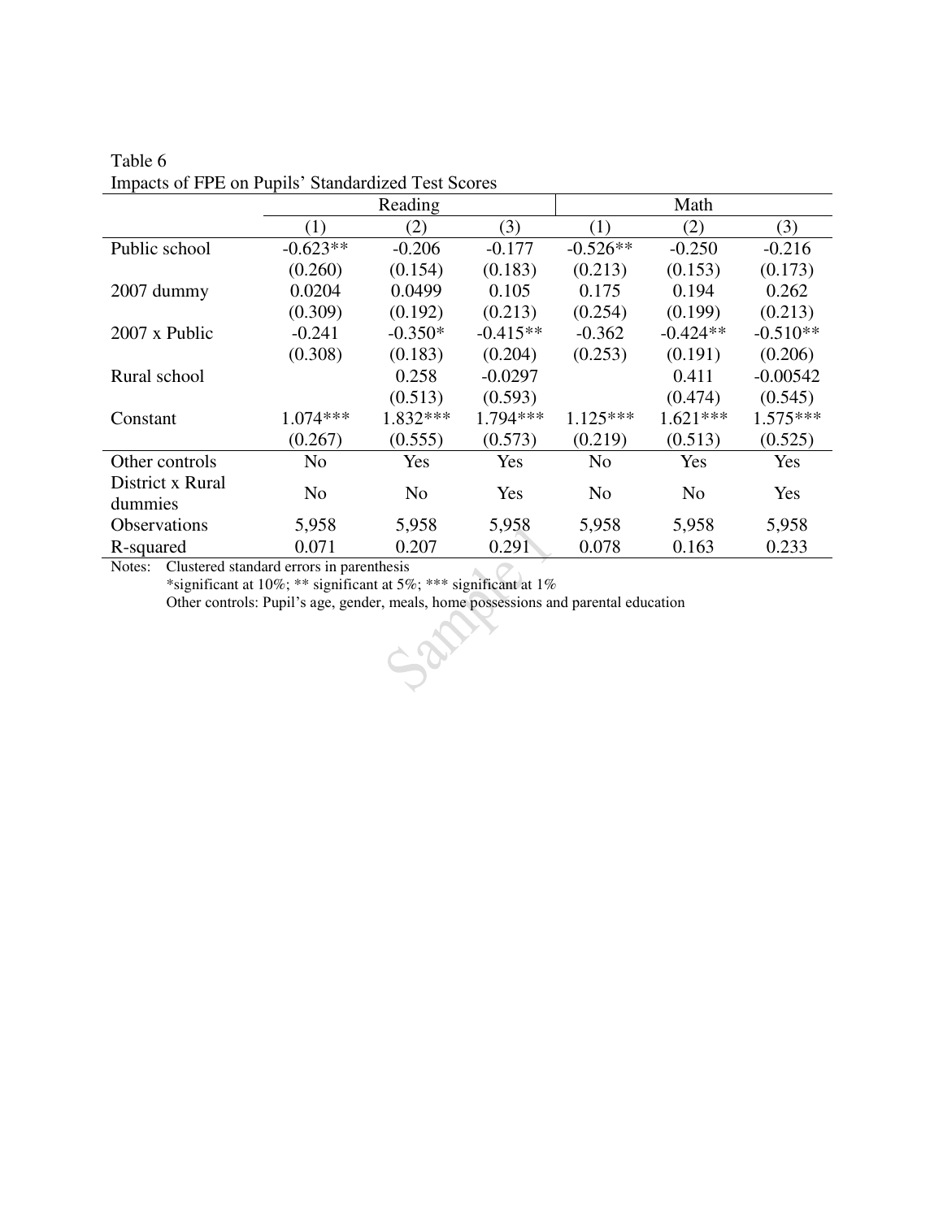Table 6
Impacts of FPE on Pupils' Standardized Test Scores

| | Reading | | | Math | | |
|---|---|---|---|---|---|---|
| | (1) | (2) | (3) | (1) | (2) | (3) |
| Public school | -0.623** | -0.206 | -0.177 | -0.526** | -0.250 | -0.216 |
| | (0.260) | (0.154) | (0.183) | (0.213) | (0.153) | (0.173) |
| 2007 dummy | 0.0204 | 0.0499 | 0.105 | 0.175 | 0.194 | 0.262 |
| | (0.309) | (0.192) | (0.213) | (0.254) | (0.199) | (0.213) |
| 2007 x Public | -0.241 | -0.350* | -0.415** | -0.362 | -0.424** | -0.510** |
| | (0.308) | (0.183) | (0.204) | (0.253) | (0.191) | (0.206) |
| Rural school | | 0.258 | -0.0297 | | 0.411 | -0.00542 |
| | | (0.513) | (0.593) | | (0.474) | (0.545) |
| Constant | 1.074*** | 1.832*** | 1.794*** | 1.125*** | 1.621*** | 1.575*** |
| | (0.267) | (0.555) | (0.573) | (0.219) | (0.513) | (0.525) |
| Other controls | No | Yes | Yes | No | Yes | Yes |
| District x Rural dummies | No | No | Yes | No | No | Yes |
| Observations | 5,958 | 5,958 | 5,958 | 5,958 | 5,958 | 5,958 |
| R-squared | 0.071 | 0.207 | 0.291 | 0.078 | 0.163 | 0.233 |

Notes: Clustered standard errors in parenthesis
*significant at 10%; ** significant at 5%; *** significant at 1%
Other controls: Pupil's age, gender, meals, home possessions and parental education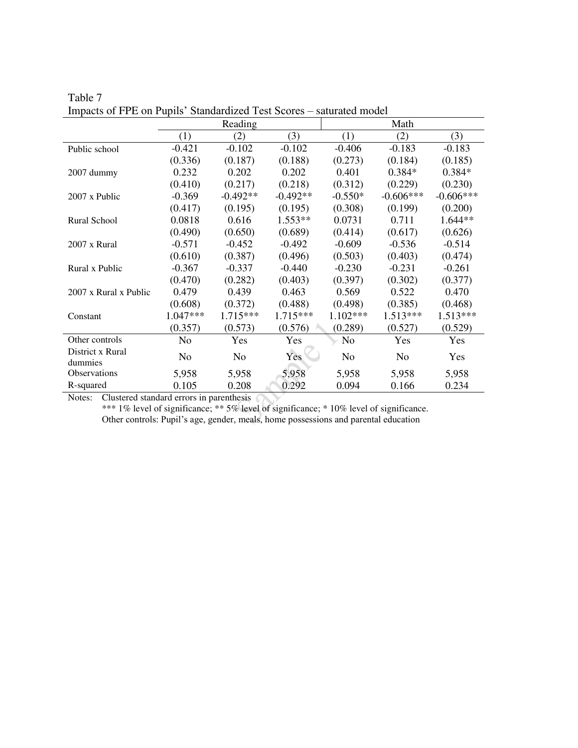Table 7
Impacts of FPE on Pupils' Standardized Test Scores – saturated model

| | Reading | | | Math | | |
|---|---|---|---|---|---|---|
| | (1) | (2) | (3) | (1) | (2) | (3) |
| Public school | -0.421 | -0.102 | -0.102 | -0.406 | -0.183 | -0.183 |
| | (0.336) | (0.187) | (0.188) | (0.273) | (0.184) | (0.185) |
| 2007 dummy | 0.232 | 0.202 | 0.202 | 0.401 | 0.384* | 0.384* |
| | (0.410) | (0.217) | (0.218) | (0.312) | (0.229) | (0.230) |
| 2007 x Public | -0.369 | -0.492** | -0.492** | -0.550* | -0.606*** | -0.606*** |
| | (0.417) | (0.195) | (0.195) | (0.308) | (0.199) | (0.200) |
| Rural School | 0.0818 | 0.616 | 1.553** | 0.0731 | 0.711 | 1.644** |
| | (0.490) | (0.650) | (0.689) | (0.414) | (0.617) | (0.626) |
| 2007 x Rural | -0.571 | -0.452 | -0.492 | -0.609 | -0.536 | -0.514 |
| | (0.610) | (0.387) | (0.496) | (0.503) | (0.403) | (0.474) |
| Rural x Public | -0.367 | -0.337 | -0.440 | -0.230 | -0.231 | -0.261 |
| | (0.470) | (0.282) | (0.403) | (0.397) | (0.302) | (0.377) |
| 2007 x Rural x Public | 0.479 | 0.439 | 0.463 | 0.569 | 0.522 | 0.470 |
| | (0.608) | (0.372) | (0.488) | (0.498) | (0.385) | (0.468) |
| Constant | 1.047*** | 1.715*** | 1.715*** | 1.102*** | 1.513*** | 1.513*** |
| | (0.357) | (0.573) | (0.576) | (0.289) | (0.527) | (0.529) |
| Other controls | No | Yes | Yes | No | Yes | Yes |
| District x Rural dummies | No | No | Yes | No | No | Yes |
| Observations | 5,958 | 5,958 | 5,958 | 5,958 | 5,958 | 5,958 |
| R-squared | 0.105 | 0.208 | 0.292 | 0.094 | 0.166 | 0.234 |

Notes: Clustered standard errors in parenthesis
*** 1% level of significance; ** 5% level of significance; * 10% level of significance.
Other controls: Pupil's age, gender, meals, home possessions and parental education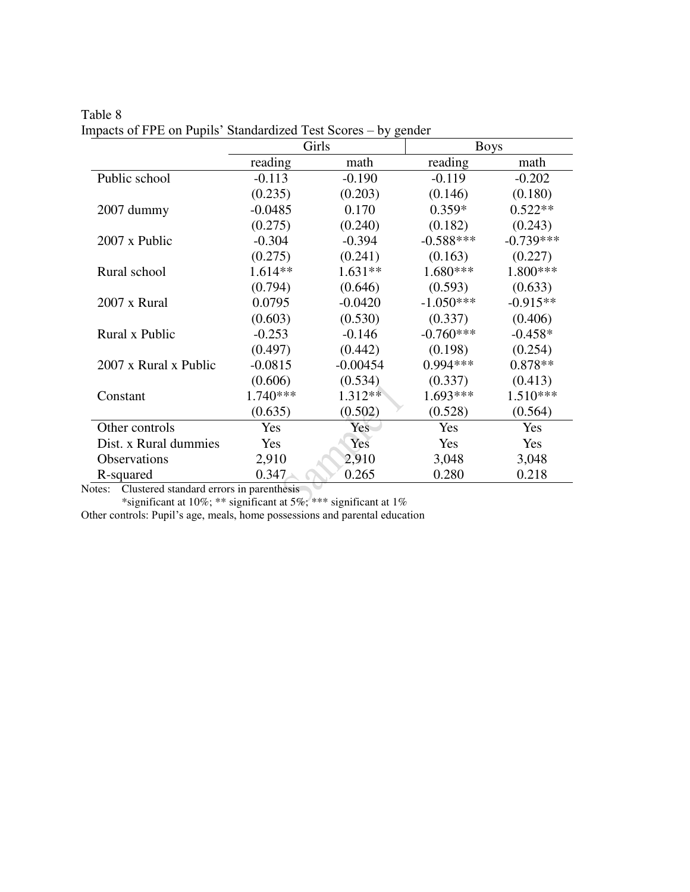Table 8
Impacts of FPE on Pupils' Standardized Test Scores – by gender

| | Girls | | Boys | |
|---|---|---|---|---|
| | reading | math | reading | math |
| Public school | -0.113 | -0.190 | -0.119 | -0.202 |
| | (0.235) | (0.203) | (0.146) | (0.180) |
| 2007 dummy | -0.0485 | 0.170 | 0.359* | 0.522** |
| | (0.275) | (0.240) | (0.182) | (0.243) |
| 2007 x Public | -0.304 | -0.394 | -0.588*** | -0.739*** |
| | (0.275) | (0.241) | (0.163) | (0.227) |
| Rural school | 1.614** | 1.631** | 1.680*** | 1.800*** |
| | (0.794) | (0.646) | (0.593) | (0.633) |
| 2007 x Rural | 0.0795 | -0.0420 | -1.050*** | -0.915** |
| | (0.603) | (0.530) | (0.337) | (0.406) |
| Rural x Public | -0.253 | -0.146 | -0.760*** | -0.458* |
| | (0.497) | (0.442) | (0.198) | (0.254) |
| 2007 x Rural x Public | -0.0815 | -0.00454 | 0.994*** | 0.878** |
| | (0.606) | (0.534) | (0.337) | (0.413) |
| Constant | 1.740*** | 1.312** | 1.693*** | 1.510*** |
| | (0.635) | (0.502) | (0.528) | (0.564) |
| Other controls | Yes | Yes | Yes | Yes |
| Dist. x Rural dummies | Yes | Yes | Yes | Yes |
| Observations | 2,910 | 2,910 | 3,048 | 3,048 |
| R-squared | 0.347 | 0.265 | 0.280 | 0.218 |

Notes: Clustered standard errors in parenthesis

*significant at 10%; ** significant at 5%; *** significant at 1%

Other controls: Pupil's age, meals, home possessions and parental education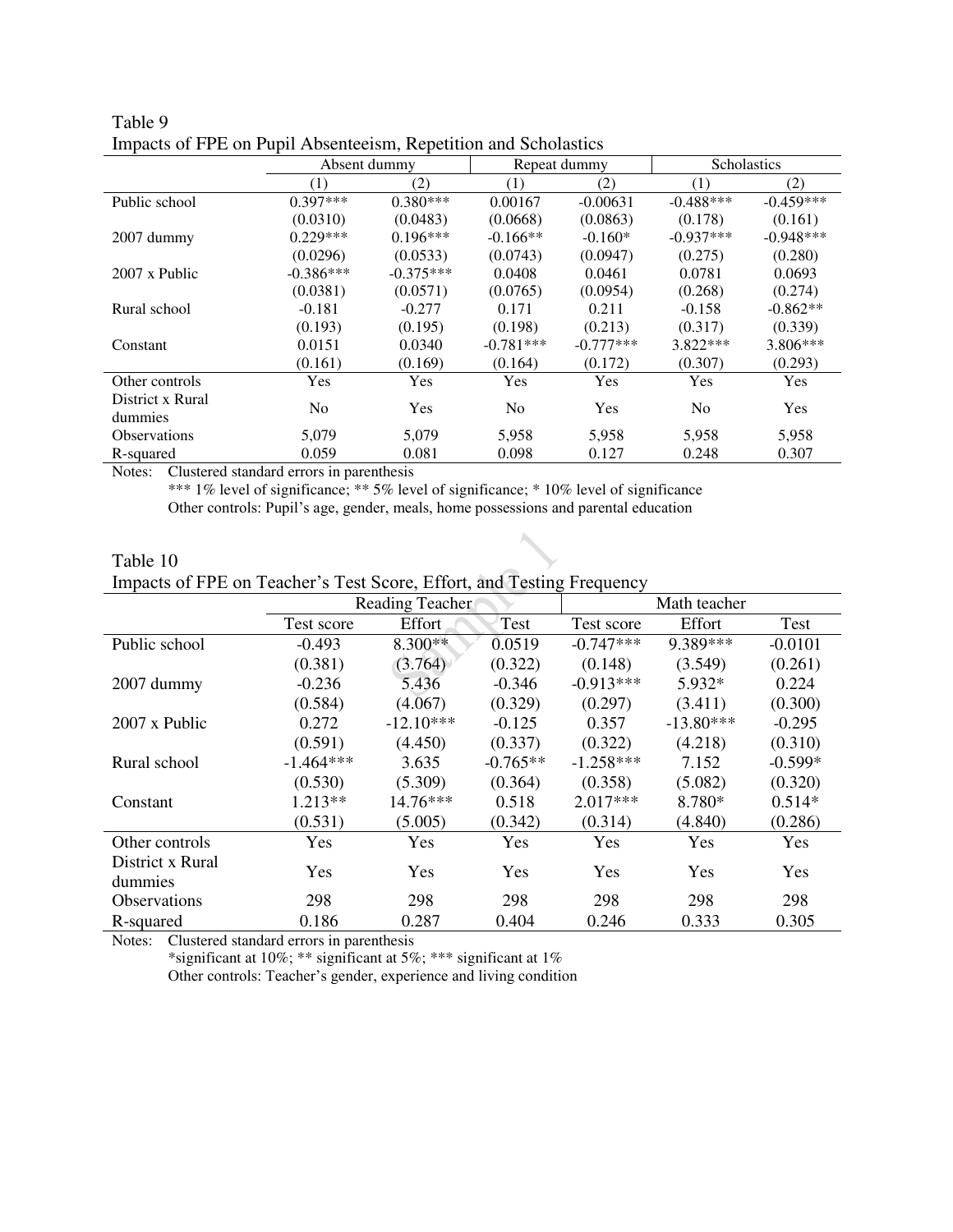Table 9
Impacts of FPE on Pupil Absenteeism, Repetition and Scholastics

| | Absent dummy | | Repeat dummy | | Scholastics | |
|---|---|---|---|---|---|---|
| | (1) | (2) | (1) | (2) | (1) | (2) |
| Public school | 0.397*** | 0.380*** | 0.00167 | -0.00631 | -0.488*** | -0.459*** |
| | (0.0310) | (0.0483) | (0.0668) | (0.0863) | (0.178) | (0.161) |
| 2007 dummy | 0.229*** | 0.196*** | -0.166** | -0.160* | -0.937*** | -0.948*** |
| | (0.0296) | (0.0533) | (0.0743) | (0.0947) | (0.275) | (0.280) |
| 2007 x Public | -0.386*** | -0.375*** | 0.0408 | 0.0461 | 0.0781 | 0.0693 |
| | (0.0381) | (0.0571) | (0.0765) | (0.0954) | (0.268) | (0.274) |
| Rural school | -0.181 | -0.277 | 0.171 | 0.211 | -0.158 | -0.862** |
| | (0.193) | (0.195) | (0.198) | (0.213) | (0.317) | (0.339) |
| Constant | 0.0151 | 0.0340 | -0.781*** | -0.777*** | 3.822*** | 3.806*** |
| | (0.161) | (0.169) | (0.164) | (0.172) | (0.307) | (0.293) |
| Other controls | Yes | Yes | Yes | Yes | Yes | Yes |
| District x Rural dummies | No | Yes | No | Yes | No | Yes |
| Observations | 5,079 | 5,079 | 5,958 | 5,958 | 5,958 | 5,958 |
| R-squared | 0.059 | 0.081 | 0.098 | 0.127 | 0.248 | 0.307 |

Notes: Clustered standard errors in parenthesis
*** 1% level of significance; ** 5% level of significance; * 10% level of significance
Other controls: Pupil's age, gender, meals, home possessions and parental education

Table 10
Impacts of FPE on Teacher's Test Score, Effort, and Testing Frequency

| | Reading Teacher | | | Math teacher | | |
|---|---|---|---|---|---|---|
| | Test score | Effort | Test | Test score | Effort | Test |
| Public school | -0.493 | 8.300** | 0.0519 | -0.747*** | 9.389*** | -0.0101 |
| | (0.381) | (3.764) | (0.322) | (0.148) | (3.549) | (0.261) |
| 2007 dummy | -0.236 | 5.436 | -0.346 | -0.913*** | 5.932* | 0.224 |
| | (0.584) | (4.067) | (0.329) | (0.297) | (3.411) | (0.300) |
| 2007 x Public | 0.272 | -12.10*** | -0.125 | 0.357 | -13.80*** | -0.295 |
| | (0.591) | (4.450) | (0.337) | (0.322) | (4.218) | (0.310) |
| Rural school | -1.464*** | 3.635 | -0.765** | -1.258*** | 7.152 | -0.599* |
| | (0.530) | (5.309) | (0.364) | (0.358) | (5.082) | (0.320) |
| Constant | 1.213** | 14.76*** | 0.518 | 2.017*** | 8.780* | 0.514* |
| | (0.531) | (5.005) | (0.342) | (0.314) | (4.840) | (0.286) |
| Other controls | Yes | Yes | Yes | Yes | Yes | Yes |
| District x Rural dummies | Yes | Yes | Yes | Yes | Yes | Yes |
| Observations | 298 | 298 | 298 | 298 | 298 | 298 |
| R-squared | 0.186 | 0.287 | 0.404 | 0.246 | 0.333 | 0.305 |

Notes: Clustered standard errors in parenthesis
*significant at 10%; ** significant at 5%; *** significant at 1%
Other controls: Teacher's gender, experience and living condition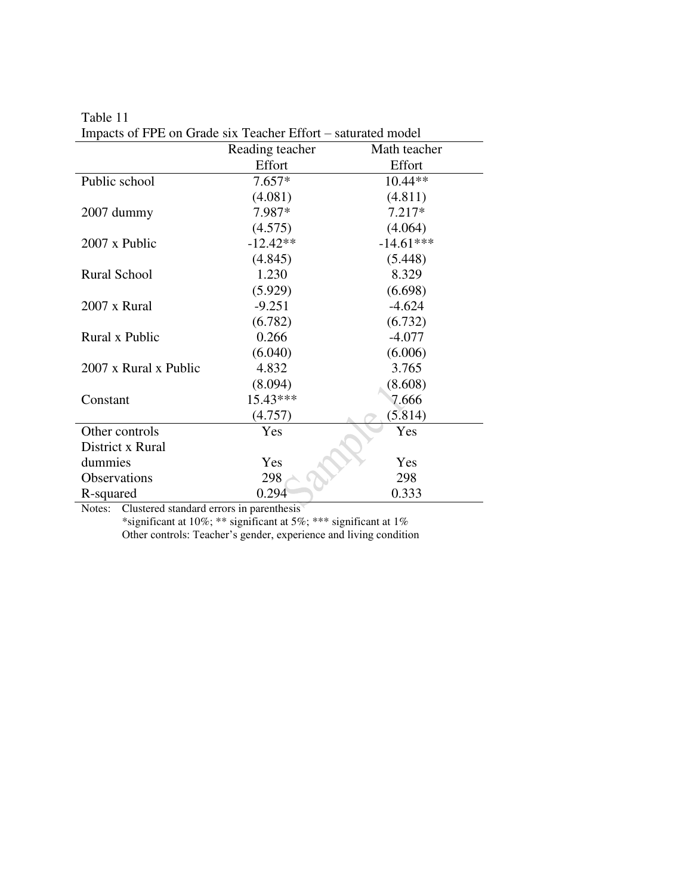Table 11

Impacts of FPE on Grade six Teacher Effort – saturated model

| | Reading teacher Effort | Math teacher Effort |
|---|---|---|
| Public school | 7.657* | 10.44** |
| | (4.081) | (4.811) |
| 2007 dummy | 7.987* | 7.217* |
| | (4.575) | (4.064) |
| 2007 x Public | -12.42** | -14.61*** |
| | (4.845) | (5.448) |
| Rural School | 1.230 | 8.329 |
| | (5.929) | (6.698) |
| 2007 x Rural | -9.251 | -4.624 |
| | (6.782) | (6.732) |
| Rural x Public | 0.266 | -4.077 |
| | (6.040) | (6.006) |
| 2007 x Rural x Public | 4.832 | 3.765 |
| | (8.094) | (8.608) |
| Constant | 15.43*** | 7.666 |
| | (4.757) | (5.814) |
| Other controls | Yes | Yes |
| District x Rural dummies | Yes | Yes |
| Observations | 298 | 298 |
| R-squared | 0.294 | 0.333 |

Notes: Clustered standard errors in parenthesis

*significant at 10%; ** significant at 5%; *** significant at 1%

Other controls: Teacher's gender, experience and living condition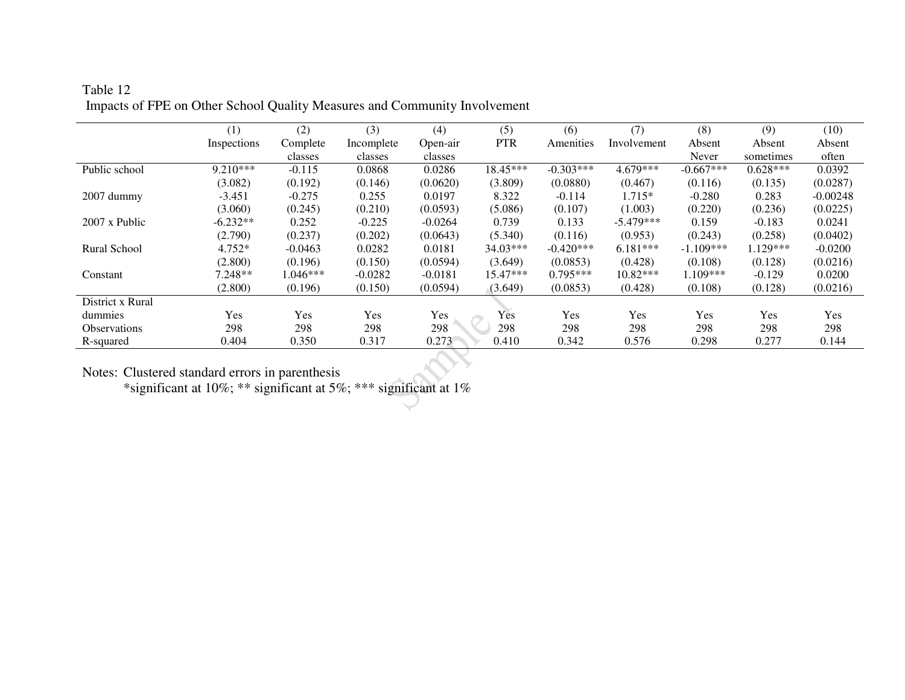Table 12
Impacts of FPE on Other School Quality Measures and Community Involvement

| | (1) Inspections | (2) Complete classes | (3) Incomplete classes | (4) Open-air classes | (5) PTR | (6) Amenities | (7) Involvement | (8) Absent Never | (9) Absent sometimes | (10) Absent often |
|---|---|---|---|---|---|---|---|---|---|---|
| Public school | 9.210*** | -0.115 | 0.0868 | 0.0286 | 18.45*** | -0.303*** | 4.679*** | -0.667*** | 0.628*** | 0.0392 |
| | (3.082) | (0.192) | (0.146) | (0.0620) | (3.809) | (0.0880) | (0.467) | (0.116) | (0.135) | (0.0287) |
| 2007 dummy | -3.451 | -0.275 | 0.255 | 0.0197 | 8.322 | -0.114 | 1.715* | -0.280 | 0.283 | -0.00248 |
| | (3.060) | (0.245) | (0.210) | (0.0593) | (5.086) | (0.107) | (1.003) | (0.220) | (0.236) | (0.0225) |
| 2007 x Public | -6.232** | 0.252 | -0.225 | -0.0264 | 0.739 | 0.133 | -5.479*** | 0.159 | -0.183 | 0.0241 |
| | (2.790) | (0.237) | (0.202) | (0.0643) | (5.340) | (0.116) | (0.953) | (0.243) | (0.258) | (0.0402) |
| Rural School | 4.752* | -0.0463 | 0.0282 | 0.0181 | 34.03*** | -0.420*** | 6.181*** | -1.109*** | 1.129*** | -0.0200 |
| | (2.800) | (0.196) | (0.150) | (0.0594) | (3.649) | (0.0853) | (0.428) | (0.108) | (0.128) | (0.0216) |
| Constant | 7.248** | 1.046*** | -0.0282 | -0.0181 | 15.47*** | 0.795*** | 10.82*** | 1.109*** | -0.129 | 0.0200 |
| | (2.800) | (0.196) | (0.150) | (0.0594) | (3.649) | (0.0853) | (0.428) | (0.108) | (0.128) | (0.0216) |
| District x Rural dummies | Yes | Yes | Yes | Yes | Yes | Yes | Yes | Yes | Yes | Yes |
| Observations | 298 | 298 | 298 | 298 | 298 | 298 | 298 | 298 | 298 | 298 |
| R-squared | 0.404 | 0.350 | 0.317 | 0.273 | 0.410 | 0.342 | 0.576 | 0.298 | 0.277 | 0.144 |

Notes: Clustered standard errors in parenthesis
*significant at 10%; ** significant at 5%; *** significant at 1%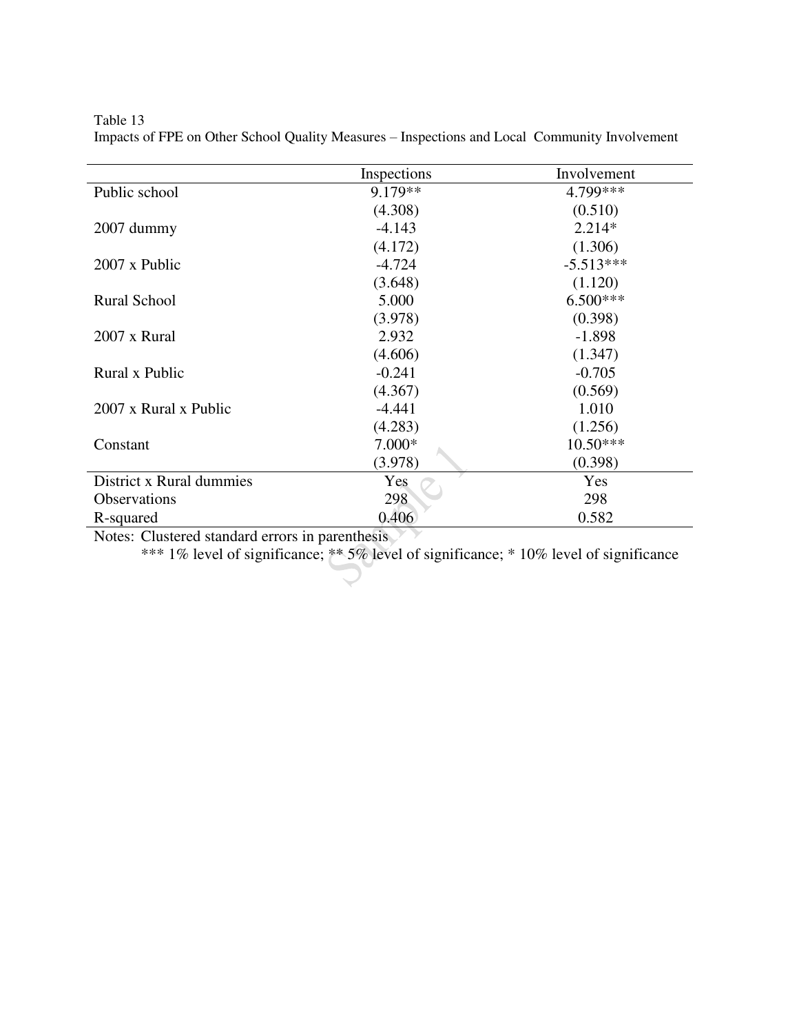Table 13
Impacts of FPE on Other School Quality Measures – Inspections and Local Community Involvement

| | Inspections | Involvement |
|---|---|---|
| Public school | 9.179** | 4.799*** |
| | (4.308) | (0.510) |
| 2007 dummy | -4.143 | 2.214* |
| | (4.172) | (1.306) |
| 2007 x Public | -4.724 | -5.513*** |
| | (3.648) | (1.120) |
| Rural School | 5.000 | 6.500*** |
| | (3.978) | (0.398) |
| 2007 x Rural | 2.932 | -1.898 |
| | (4.606) | (1.347) |
| Rural x Public | -0.241 | -0.705 |
| | (4.367) | (0.569) |
| 2007 x Rural x Public | -4.441 | 1.010 |
| | (4.283) | (1.256) |
| Constant | 7.000* | 10.50*** |
| | (3.978) | (0.398) |
| District x Rural dummies | Yes | Yes |
| Observations | 298 | 298 |
| R-squared | 0.406 | 0.582 |

Notes: Clustered standard errors in parenthesis

*** 1% level of significance; ** 5% level of significance; * 10% level of significance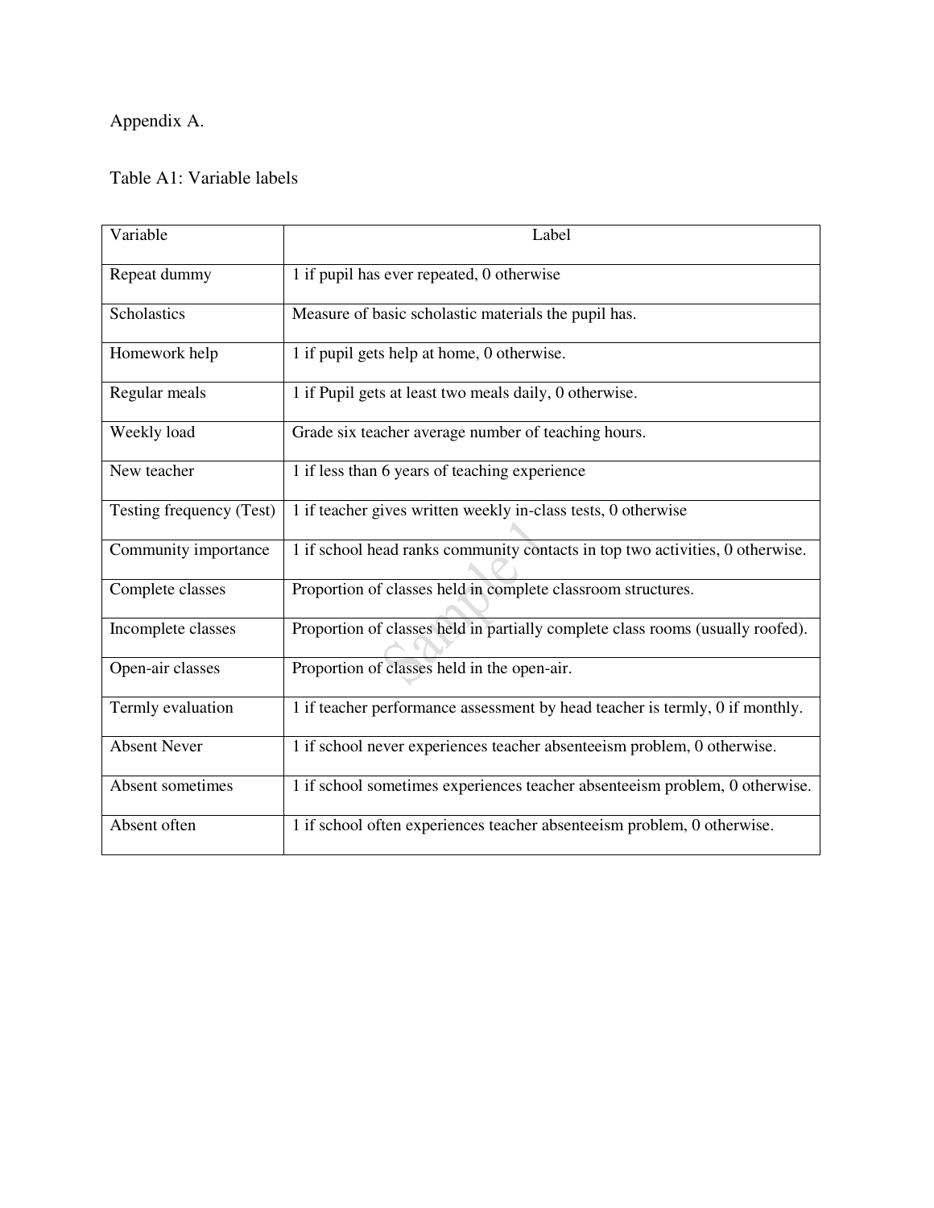Appendix A.

Table A1: Variable labels

| Variable | Label |
| --- | --- |
| Repeat dummy | 1 if pupil has ever repeated, 0 otherwise |
| Scholastics | Measure of basic scholastic materials the pupil has. |
| Homework help | 1 if pupil gets help at home, 0 otherwise. |
| Regular meals | 1 if Pupil gets at least two meals daily, 0 otherwise. |
| Weekly load | Grade six teacher average number of teaching hours. |
| New teacher | 1 if less than 6 years of teaching experience |
| Testing frequency (Test) | 1 if teacher gives written weekly in-class tests, 0 otherwise |
| Community importance | 1 if school head ranks community contacts in top two activities, 0 otherwise. |
| Complete classes | Proportion of classes held in complete classroom structures. |
| Incomplete classes | Proportion of classes held in partially complete class rooms (usually roofed). |
| Open-air classes | Proportion of classes held in the open-air. |
| Termly evaluation | 1 if teacher performance assessment by head teacher is termly, 0 if monthly. |
| Absent Never | 1 if school never experiences teacher absenteeism problem, 0 otherwise. |
| Absent sometimes | 1 if school sometimes experiences teacher absenteeism problem, 0 otherwise. |
| Absent often | 1 if school often experiences teacher absenteeism problem, 0 otherwise. |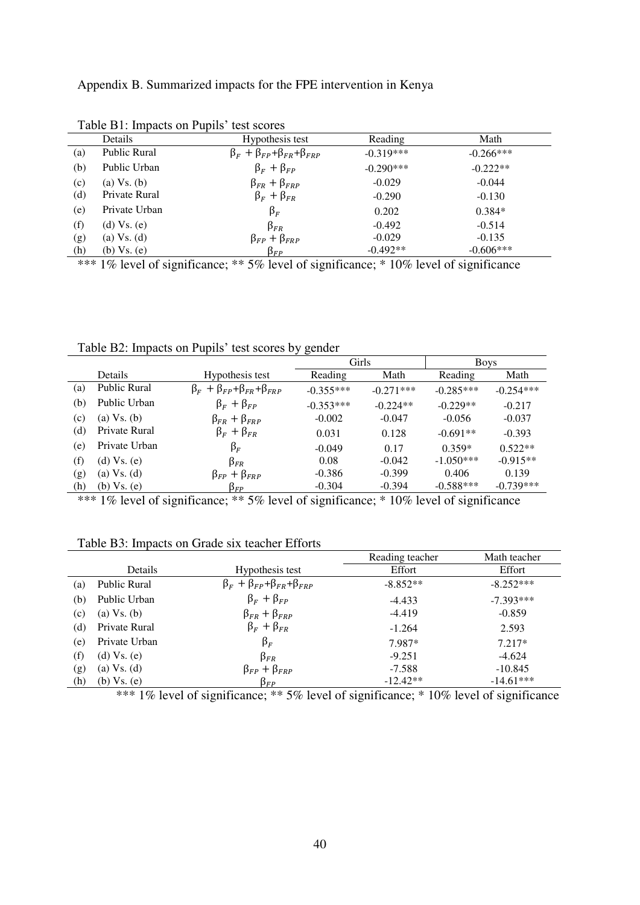Appendix B. Summarized impacts for the FPE intervention in Kenya

Table B1: Impacts on Pupils' test scores

| | Details | Hypothesis test | Reading | Math |
|---|---|---|---|---|
| (a) | Public Rural | $\beta_F + \beta_{FP} + \beta_{FR} + \beta_{FRP}$ | -0.319*** | -0.266*** |
| (b) | Public Urban | $\beta_F + \beta_{FP}$ | -0.290*** | -0.222** |
| (c) | (a) Vs. (b) | $\beta_{FR} + \beta_{FRP}$ | -0.029 | -0.044 |
| (d) | Private Rural | $\beta_F + \beta_{FR}$ | -0.290 | -0.130 |
| (e) | Private Urban | $\beta_F$ | 0.202 | 0.384* |
| (f) | (d) Vs. (e) | $\beta_{FR}$ | -0.492 | -0.514 |
| (g) | (a) Vs. (d) | $\beta_{FP} + \beta_{FRP}$ | -0.029 | -0.135 |
| (h) | (b) Vs. (e) | $\beta_{FP}$ | -0.492** | -0.606*** |

*** 1% level of significance; ** 5% level of significance; * 10% level of significance

Table B2: Impacts on Pupils' test scores by gender

| | | | Girls | | Boys | |
|---|---|---|---|---|---|---|
| | Details | Hypothesis test | Reading | Math | Reading | Math |
| (a) | Public Rural | $\beta_F + \beta_{FP} + \beta_{FR} + \beta_{FRP}$ | -0.355*** | -0.271*** | -0.285*** | -0.254*** |
| (b) | Public Urban | $\beta_F + \beta_{FP}$ | -0.353*** | -0.224** | -0.229** | -0.217 |
| (c) | (a) Vs. (b) | $\beta_{FR} + \beta_{FRP}$ | -0.002 | -0.047 | -0.056 | -0.037 |
| (d) | Private Rural | $\beta_F + \beta_{FR}$ | 0.031 | 0.128 | -0.691** | -0.393 |
| (e) | Private Urban | $\beta_F$ | -0.049 | 0.17 | 0.359* | 0.522** |
| (f) | (d) Vs. (e) | $\beta_{FR}$ | 0.08 | -0.042 | -1.050*** | -0.915** |
| (g) | (a) Vs. (d) | $\beta_{FP} + \beta_{FRP}$ | -0.386 | -0.399 | 0.406 | 0.139 |
| (h) | (b) Vs. (e) | $\beta_{FP}$ | -0.304 | -0.394 | -0.588*** | -0.739*** |

*** 1% level of significance; ** 5% level of significance; * 10% level of significance

Table B3: Impacts on Grade six teacher Efforts

| | | | Reading teacher | Math teacher |
|---|---|---|---|---|
| | Details | Hypothesis test | Effort | Effort |
| (a) | Public Rural | $\beta_F + \beta_{FP} + \beta_{FR} + \beta_{FRP}$ | -8.852** | -8.252*** |
| (b) | Public Urban | $\beta_F + \beta_{FP}$ | -4.433 | -7.393*** |
| (c) | (a) Vs. (b) | $\beta_{FR} + \beta_{FRP}$ | -4.419 | -0.859 |
| (d) | Private Rural | $\beta_F + \beta_{FR}$ | -1.264 | 2.593 |
| (e) | Private Urban | $\beta_F$ | 7.987* | 7.217* |
| (f) | (d) Vs. (e) | $\beta_{FR}$ | -9.251 | -4.624 |
| (g) | (a) Vs. (d) | $\beta_{FP} + \beta_{FRP}$ | -7.588 | -10.845 |
| (h) | (b) Vs. (e) | $\beta_{FP}$ | -12.42** | -14.61*** |

*** 1% level of significance; ** 5% level of significance; * 10% level of significance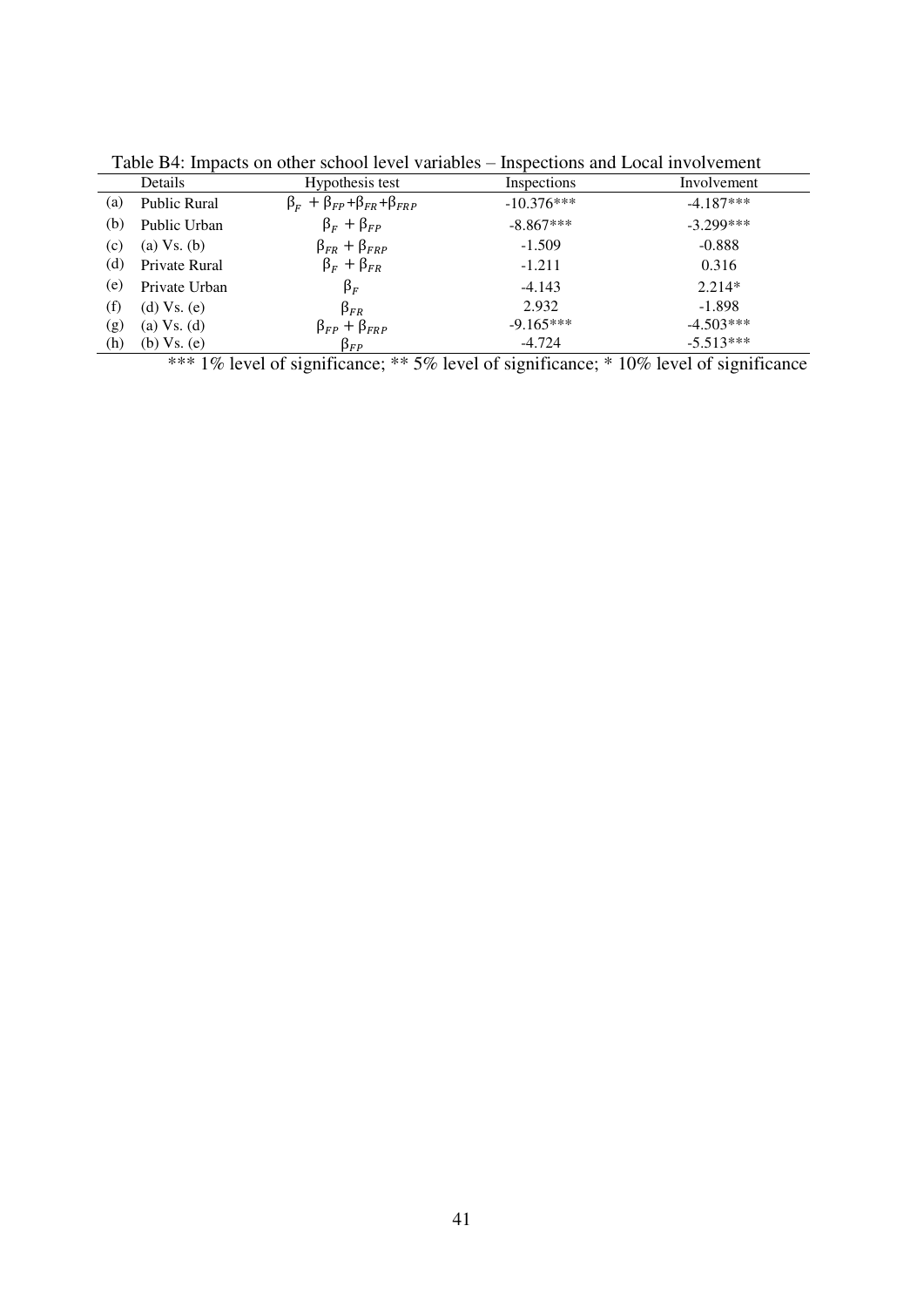Table B4: Impacts on other school level variables – Inspections and Local involvement

| | Details | Hypothesis test | Inspections | Involvement |
|---|---|---|---|---|
| (a) | Public Rural | $\beta_F + \beta_{FP} + \beta_{FR} + \beta_{FRP}$ | -10.376*** | -4.187*** |
| (b) | Public Urban | $\beta_F + \beta_{FP}$ | -8.867*** | -3.299*** |
| (c) | (a) Vs. (b) | $\beta_{FR} + \beta_{FRP}$ | -1.509 | -0.888 |
| (d) | Private Rural | $\beta_F + \beta_{FR}$ | -1.211 | 0.316 |
| (e) | Private Urban | $\beta_F$ | -4.143 | 2.214* |
| (f) | (d) Vs. (e) | $\beta_{FR}$ | 2.932 | -1.898 |
| (g) | (a) Vs. (d) | $\beta_{FP} + \beta_{FRP}$ | -9.165*** | -4.503*** |
| (h) | (b) Vs. (e) | $\beta_{FP}$ | -4.724 | -5.513*** |

*** 1% level of significance; ** 5% level of significance; * 10% level of significance